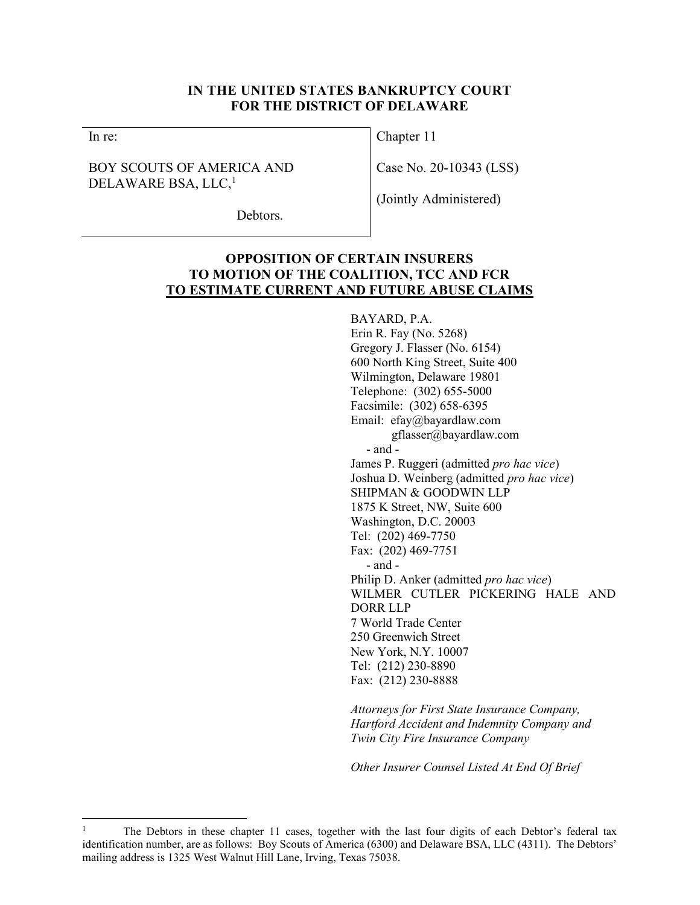**IN THE UNITED STATES BANKRUPTCY COURT**
**FOR THE DISTRICT OF DELAWARE**

| In re: | Chapter 11 |
| --- | --- |
| BOY SCOUTS OF AMERICA AND DELAWARE BSA, LLC,[1] | Case No. 20-10343 (LSS) |
| Debtors. | (Jointly Administered) |

**OPPOSITION OF CERTAIN INSURERS TO MOTION OF THE COALITION, TCC AND FCR TO ESTIMATE CURRENT AND FUTURE ABUSE CLAIMS**

BAYARD, P.A.
Erin R. Fay (No. 5268)
Gregory J. Flasser (No. 6154)
600 North King Street, Suite 400
Wilmington, Delaware 19801
Telephone: (302) 655-5000
Facsimile: (302) 658-6395
Email: efay@bayardlaw.com
gflasser@bayardlaw.com
- and -
James P. Ruggeri (admitted *pro hac vice*)
Joshua D. Weinberg (admitted *pro hac vice*)
SHIPMAN & GOODWIN LLP
1875 K Street, NW, Suite 600
Washington, D.C. 20003
Tel: (202) 469-7750
Fax: (202) 469-7751
- and -
Philip D. Anker (admitted *pro hac vice*)
WILMER CUTLER PICKERING HALE AND DORR LLP
7 World Trade Center
250 Greenwich Street
New York, N.Y. 10007
Tel: (212) 230-8890
Fax: (212) 230-8888

*Attorneys for First State Insurance Company, Hartford Accident and Indemnity Company and Twin City Fire Insurance Company*

*Other Insurer Counsel Listed At End Of Brief*

[1] The Debtors in these chapter 11 cases, together with the last four digits of each Debtor's federal tax identification number, are as follows: Boy Scouts of America (6300) and Delaware BSA, LLC (4311). The Debtors' mailing address is 1325 West Walnut Hill Lane, Irving, Texas 75038.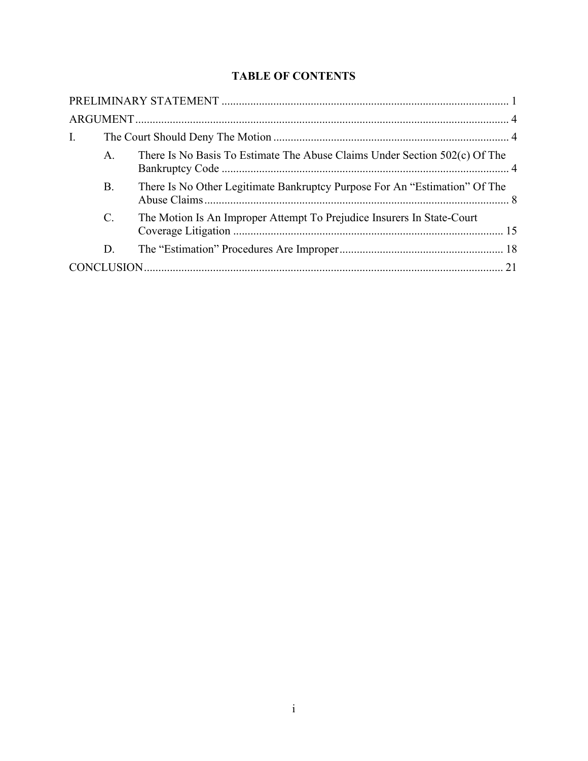## TABLE OF CONTENTS

PRELIMINARY STATEMENT ..................................................................................................... 1

ARGUMENT ................................................................................................................................. 4

I. The Court Should Deny The Motion ..................................................................................... 4

- A. There Is No Basis To Estimate The Abuse Claims Under Section 502(c) Of The Bankruptcy Code ..................................................................................................... 4
- B. There Is No Other Legitimate Bankruptcy Purpose For An "Estimation" Of The Abuse Claims ........................................................................................................... 8
- C. The Motion Is An Improper Attempt To Prejudice Insurers In State-Court Coverage Litigation ............................................................................................... 15
- D. The "Estimation" Procedures Are Improper ......................................................... 18

CONCLUSION ............................................................................................................................ 21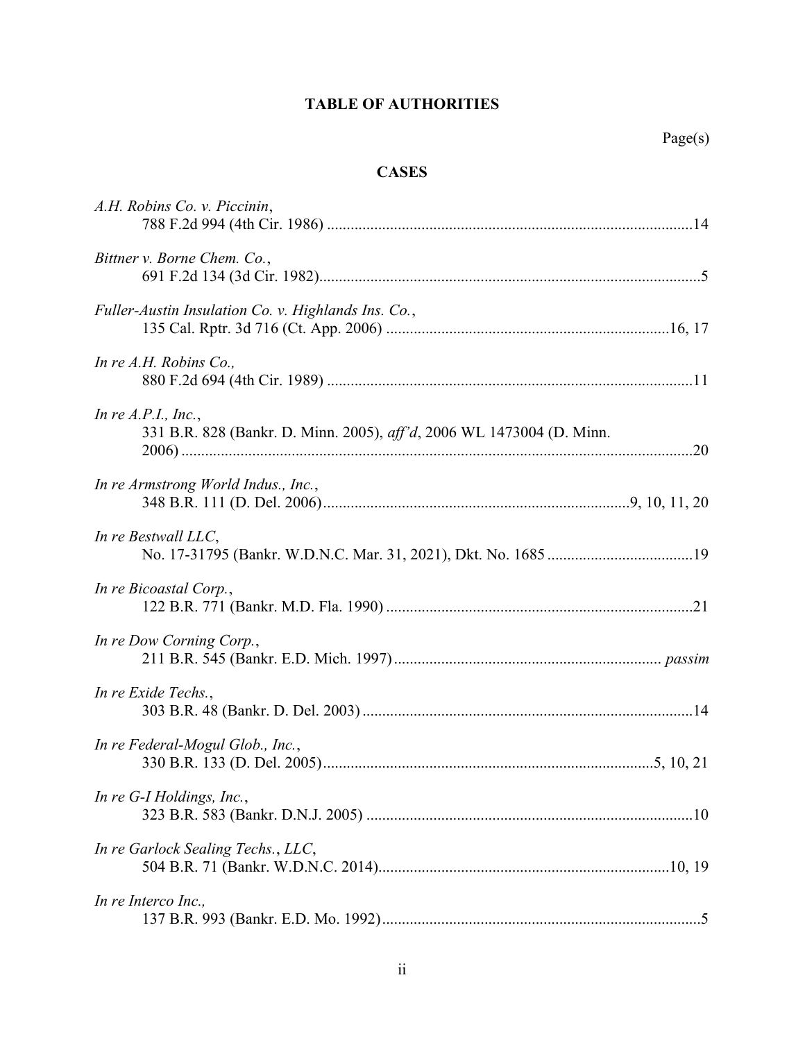## TABLE OF AUTHORITIES

Page(s)

### CASES

*A.H. Robins Co. v. Piccinin*,
788 F.2d 994 (4th Cir. 1986) ....................14

*Bittner v. Borne Chem. Co.*,
691 F.2d 134 (3d Cir. 1982)....................5

*Fuller-Austin Insulation Co. v. Highlands Ins. Co.*,
135 Cal. Rptr. 3d 716 (Ct. App. 2006) ....................16, 17

*In re A.H. Robins Co.,*
880 F.2d 694 (4th Cir. 1989) ....................11

*In re A.P.I., Inc.*,
331 B.R. 828 (Bankr. D. Minn. 2005), *aff'd*, 2006 WL 1473004 (D. Minn. 2006) ....................20

*In re Armstrong World Indus., Inc.*,
348 B.R. 111 (D. Del. 2006)....................9, 10, 11, 20

*In re Bestwall LLC*,
No. 17-31795 (Bankr. W.D.N.C. Mar. 31, 2021), Dkt. No. 1685 ....................19

*In re Bicoastal Corp.*,
122 B.R. 771 (Bankr. M.D. Fla. 1990) ....................21

*In re Dow Corning Corp.*,
211 B.R. 545 (Bankr. E.D. Mich. 1997).................... *passim*

*In re Exide Techs.*,
303 B.R. 48 (Bankr. D. Del. 2003) ....................14

*In re Federal-Mogul Glob., Inc.*,
330 B.R. 133 (D. Del. 2005)....................5, 10, 21

*In re G-I Holdings, Inc.*,
323 B.R. 583 (Bankr. D.N.J. 2005) ....................10

*In re Garlock Sealing Techs.*, *LLC*,
504 B.R. 71 (Bankr. W.D.N.C. 2014)....................10, 19

*In re Interco Inc.,*
137 B.R. 993 (Bankr. E.D. Mo. 1992)....................5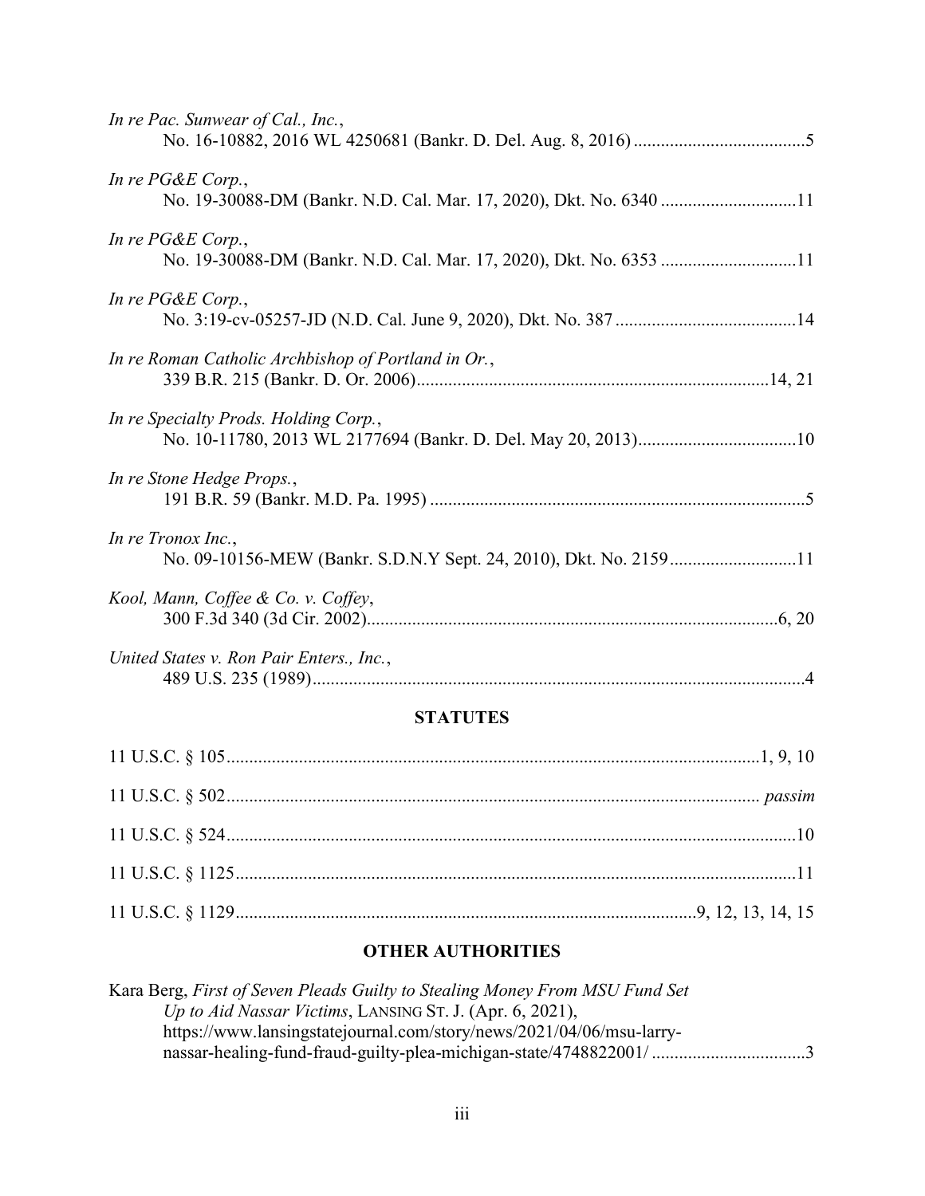*In re Pac. Sunwear of Cal., Inc.*,
No. 16-10882, 2016 WL 4250681 (Bankr. D. Del. Aug. 8, 2016) ......................................5

*In re PG&E Corp.*,
No. 19-30088-DM (Bankr. N.D. Cal. Mar. 17, 2020), Dkt. No. 6340 .............................11

*In re PG&E Corp.*,
No. 19-30088-DM (Bankr. N.D. Cal. Mar. 17, 2020), Dkt. No. 6353 .............................11

*In re PG&E Corp.*,
No. 3:19-cv-05257-JD (N.D. Cal. June 9, 2020), Dkt. No. 387 ........................................14

*In re Roman Catholic Archbishop of Portland in Or.*,
339 B.R. 215 (Bankr. D. Or. 2006).............................................................................14, 21

*In re Specialty Prods. Holding Corp.*,
No. 10-11780, 2013 WL 2177694 (Bankr. D. Del. May 20, 2013)...................................10

*In re Stone Hedge Props.*,
191 B.R. 59 (Bankr. M.D. Pa. 1995) ...................................................................................5

*In re Tronox Inc.*,
No. 09-10156-MEW (Bankr. S.D.N.Y Sept. 24, 2010), Dkt. No. 2159............................11

*Kool, Mann, Coffee & Co. v. Coffey*,
300 F.3d 340 (3d Cir. 2002)...........................................................................................6, 20

*United States v. Ron Pair Enters., Inc.*,
489 U.S. 235 (1989)............................................................................................................4

## STATUTES

11 U.S.C. § 105.....................................................................................................................1, 9, 10

11 U.S.C. § 502..................................................................................................................... *passim*

11 U.S.C. § 524............................................................................................................................10

11 U.S.C. § 1125..........................................................................................................................11

11 U.S.C. § 1129.....................................................................................................9, 12, 13, 14, 15

## OTHER AUTHORITIES

Kara Berg, *First of Seven Pleads Guilty to Stealing Money From MSU Fund Set Up to Aid Nassar Victims*, LANSING ST. J. (Apr. 6, 2021), https://www.lansingstatejournal.com/story/news/2021/04/06/msu-larry-nassar-healing-fund-fraud-guilty-plea-michigan-state/4748822001/ ..................................3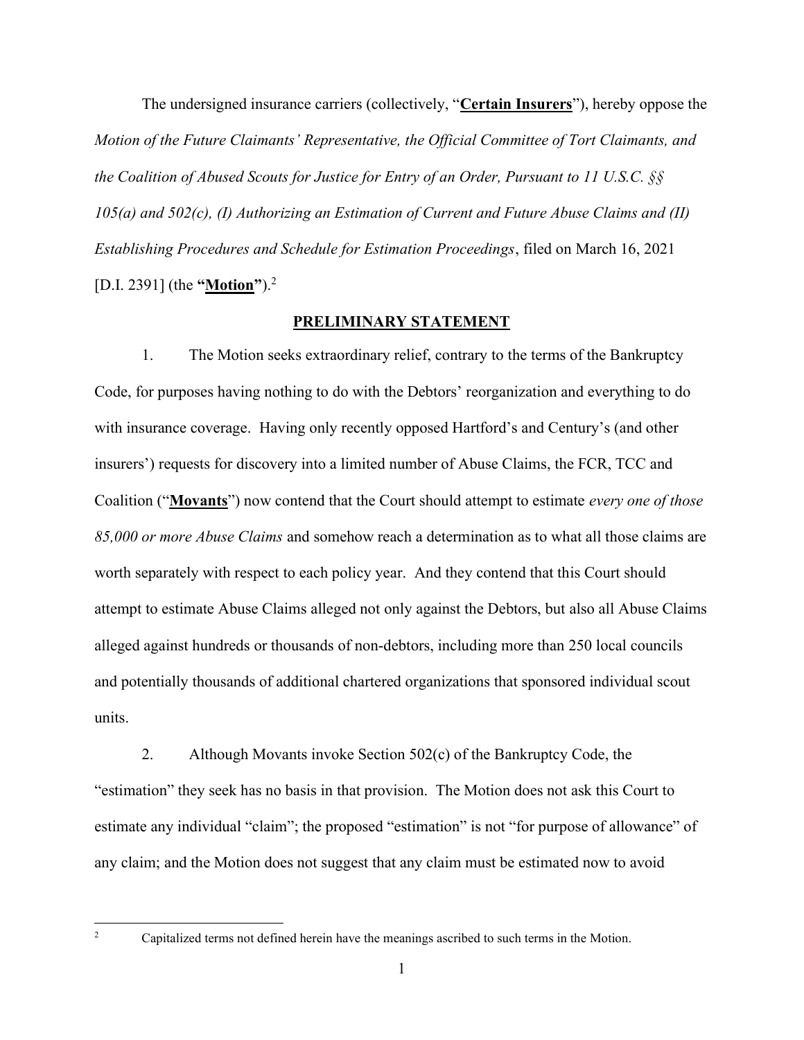The undersigned insurance carriers (collectively, "**Certain Insurers**"), hereby oppose the *Motion of the Future Claimants' Representative, the Official Committee of Tort Claimants, and the Coalition of Abused Scouts for Justice for Entry of an Order, Pursuant to 11 U.S.C. §§ 105(a) and 502(c), (I) Authorizing an Estimation of Current and Future Abuse Claims and (II) Establishing Procedures and Schedule for Estimation Proceedings*, filed on March 16, 2021 [D.I. 2391] (the "**Motion**").[2]

## PRELIMINARY STATEMENT

1. The Motion seeks extraordinary relief, contrary to the terms of the Bankruptcy Code, for purposes having nothing to do with the Debtors' reorganization and everything to do with insurance coverage. Having only recently opposed Hartford's and Century's (and other insurers') requests for discovery into a limited number of Abuse Claims, the FCR, TCC and Coalition ("**Movants**") now contend that the Court should attempt to estimate *every one of those 85,000 or more Abuse Claims* and somehow reach a determination as to what all those claims are worth separately with respect to each policy year. And they contend that this Court should attempt to estimate Abuse Claims alleged not only against the Debtors, but also all Abuse Claims alleged against hundreds or thousands of non-debtors, including more than 250 local councils and potentially thousands of additional chartered organizations that sponsored individual scout units.

2. Although Movants invoke Section 502(c) of the Bankruptcy Code, the "estimation" they seek has no basis in that provision. The Motion does not ask this Court to estimate any individual "claim"; the proposed "estimation" is not "for purpose of allowance" of any claim; and the Motion does not suggest that any claim must be estimated now to avoid

[2] Capitalized terms not defined herein have the meanings ascribed to such terms in the Motion.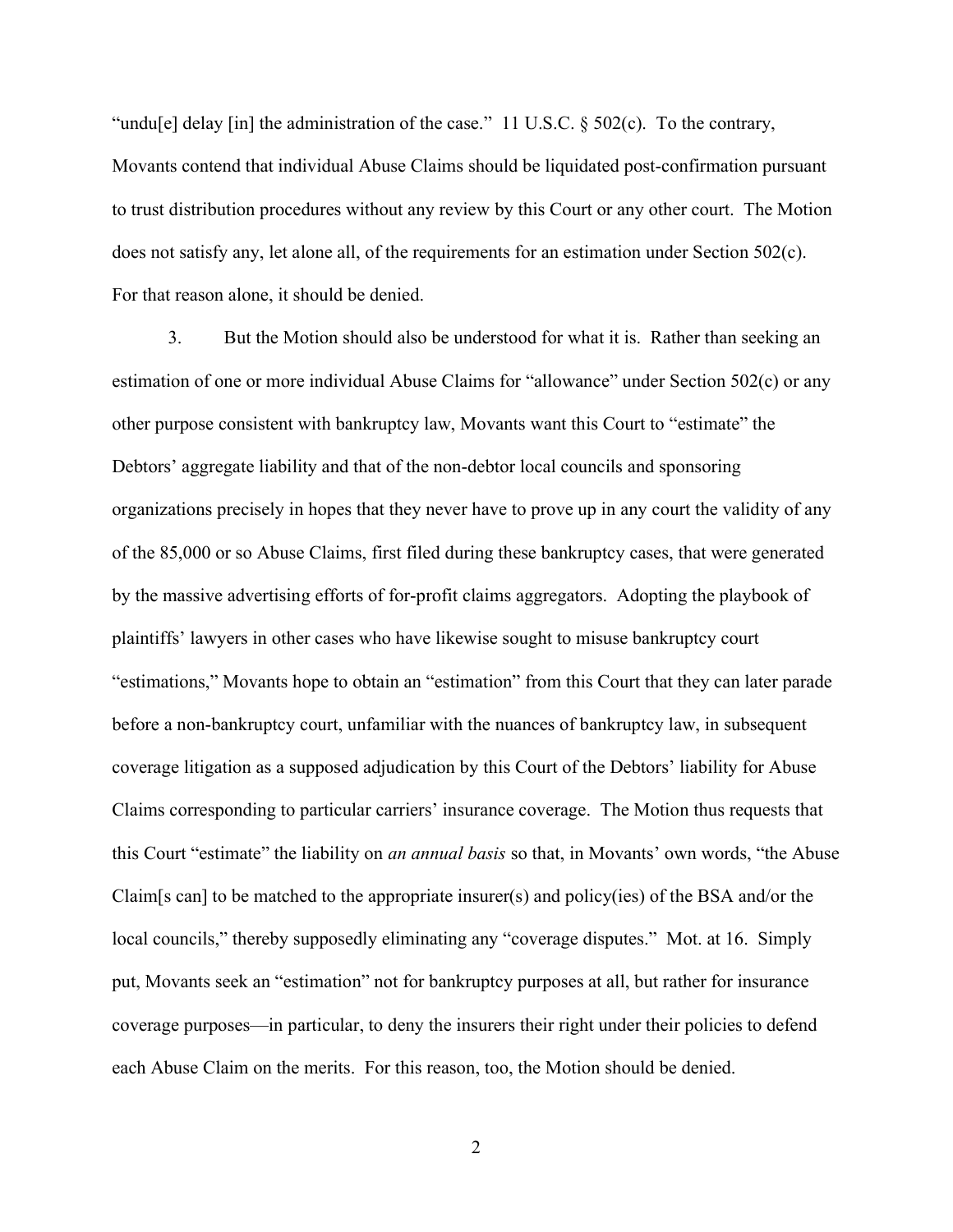"undu[e] delay [in] the administration of the case." 11 U.S.C. § 502(c). To the contrary, Movants contend that individual Abuse Claims should be liquidated post-confirmation pursuant to trust distribution procedures without any review by this Court or any other court. The Motion does not satisfy any, let alone all, of the requirements for an estimation under Section 502(c). For that reason alone, it should be denied.

3. But the Motion should also be understood for what it is. Rather than seeking an estimation of one or more individual Abuse Claims for "allowance" under Section 502(c) or any other purpose consistent with bankruptcy law, Movants want this Court to "estimate" the Debtors' aggregate liability and that of the non-debtor local councils and sponsoring organizations precisely in hopes that they never have to prove up in any court the validity of any of the 85,000 or so Abuse Claims, first filed during these bankruptcy cases, that were generated by the massive advertising efforts of for-profit claims aggregators. Adopting the playbook of plaintiffs' lawyers in other cases who have likewise sought to misuse bankruptcy court "estimations," Movants hope to obtain an "estimation" from this Court that they can later parade before a non-bankruptcy court, unfamiliar with the nuances of bankruptcy law, in subsequent coverage litigation as a supposed adjudication by this Court of the Debtors' liability for Abuse Claims corresponding to particular carriers' insurance coverage. The Motion thus requests that this Court "estimate" the liability on *an annual basis* so that, in Movants' own words, "the Abuse Claim[s can] to be matched to the appropriate insurer(s) and policy(ies) of the BSA and/or the local councils," thereby supposedly eliminating any "coverage disputes." Mot. at 16. Simply put, Movants seek an "estimation" not for bankruptcy purposes at all, but rather for insurance coverage purposes—in particular, to deny the insurers their right under their policies to defend each Abuse Claim on the merits. For this reason, too, the Motion should be denied.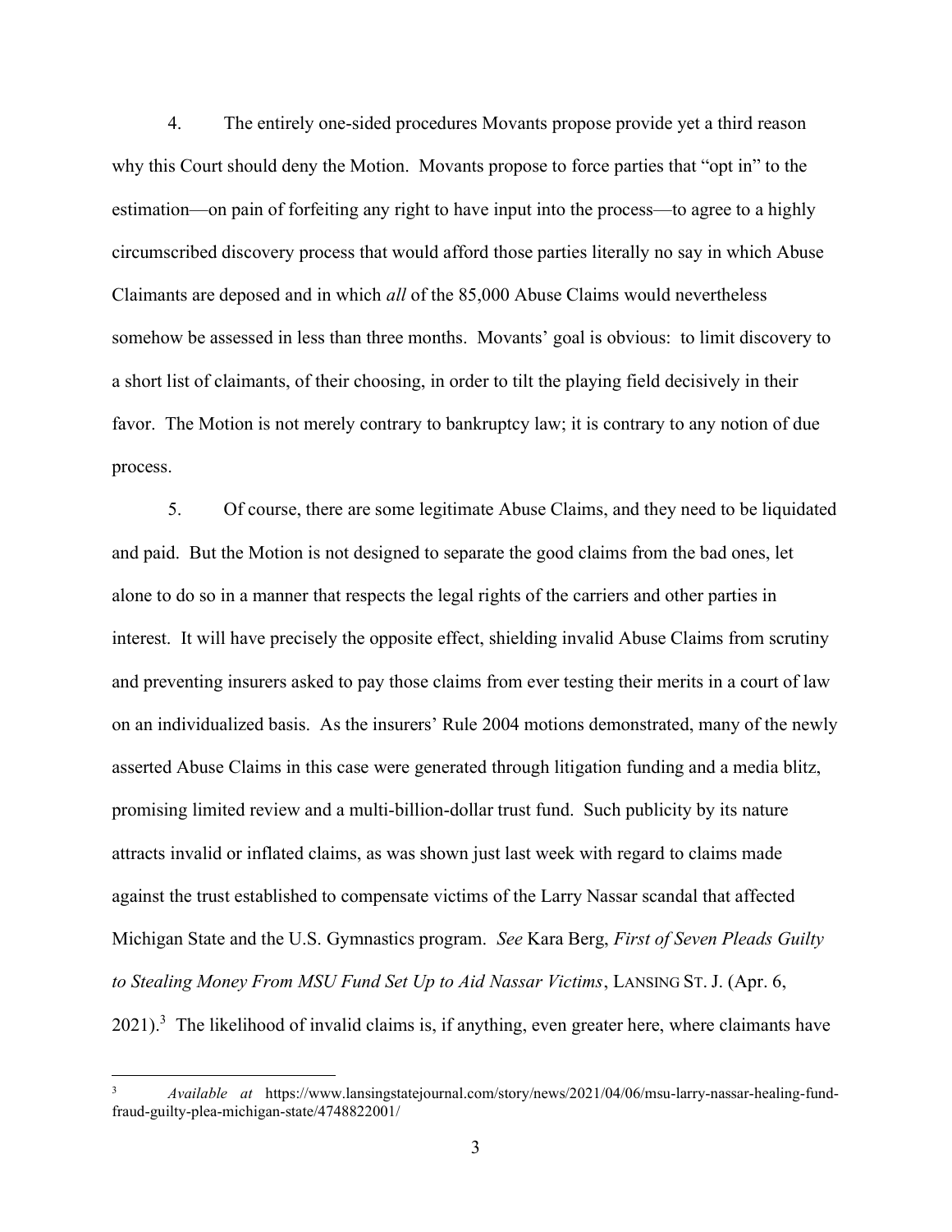4. The entirely one-sided procedures Movants propose provide yet a third reason why this Court should deny the Motion. Movants propose to force parties that "opt in" to the estimation—on pain of forfeiting any right to have input into the process—to agree to a highly circumscribed discovery process that would afford those parties literally no say in which Abuse Claimants are deposed and in which *all* of the 85,000 Abuse Claims would nevertheless somehow be assessed in less than three months. Movants' goal is obvious: to limit discovery to a short list of claimants, of their choosing, in order to tilt the playing field decisively in their favor. The Motion is not merely contrary to bankruptcy law; it is contrary to any notion of due process.

5. Of course, there are some legitimate Abuse Claims, and they need to be liquidated and paid. But the Motion is not designed to separate the good claims from the bad ones, let alone to do so in a manner that respects the legal rights of the carriers and other parties in interest. It will have precisely the opposite effect, shielding invalid Abuse Claims from scrutiny and preventing insurers asked to pay those claims from ever testing their merits in a court of law on an individualized basis. As the insurers' Rule 2004 motions demonstrated, many of the newly asserted Abuse Claims in this case were generated through litigation funding and a media blitz, promising limited review and a multi-billion-dollar trust fund. Such publicity by its nature attracts invalid or inflated claims, as was shown just last week with regard to claims made against the trust established to compensate victims of the Larry Nassar scandal that affected Michigan State and the U.S. Gymnastics program. *See* Kara Berg, *First of Seven Pleads Guilty to Stealing Money From MSU Fund Set Up to Aid Nassar Victims*, LANSING ST. J. (Apr. 6, 2021).[3] The likelihood of invalid claims is, if anything, even greater here, where claimants have

[3] *Available at* https://www.lansingstatejournal.com/story/news/2021/04/06/msu-larry-nassar-healing-fund-fraud-guilty-plea-michigan-state/4748822001/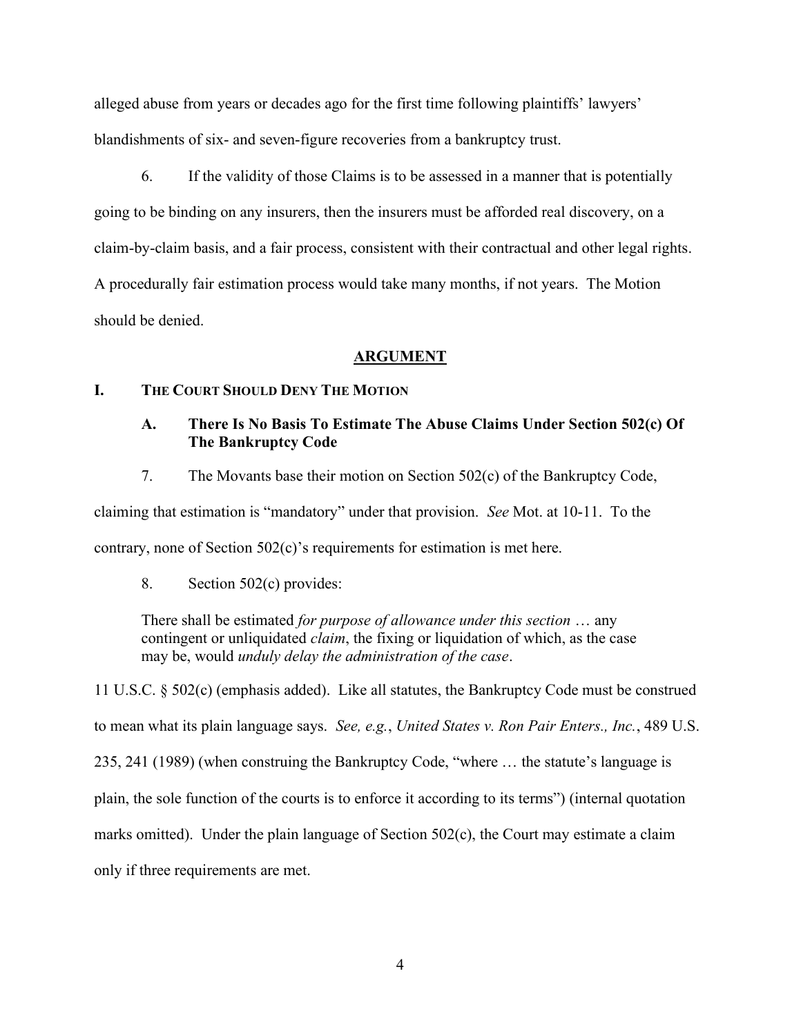alleged abuse from years or decades ago for the first time following plaintiffs' lawyers' blandishments of six- and seven-figure recoveries from a bankruptcy trust.

6. If the validity of those Claims is to be assessed in a manner that is potentially going to be binding on any insurers, then the insurers must be afforded real discovery, on a claim-by-claim basis, and a fair process, consistent with their contractual and other legal rights. A procedurally fair estimation process would take many months, if not years. The Motion should be denied.

## ARGUMENT

### I. THE COURT SHOULD DENY THE MOTION

#### A. There Is No Basis To Estimate The Abuse Claims Under Section 502(c) Of The Bankruptcy Code

7. The Movants base their motion on Section 502(c) of the Bankruptcy Code, claiming that estimation is "mandatory" under that provision. *See* Mot. at 10-11. To the contrary, none of Section 502(c)'s requirements for estimation is met here.

8. Section 502(c) provides:

> There shall be estimated *for purpose of allowance under this section* … any contingent or unliquidated *claim*, the fixing or liquidation of which, as the case may be, would *unduly delay the administration of the case*.

11 U.S.C. § 502(c) (emphasis added). Like all statutes, the Bankruptcy Code must be construed to mean what its plain language says. *See, e.g.*, *United States v. Ron Pair Enters., Inc.*, 489 U.S. 235, 241 (1989) (when construing the Bankruptcy Code, "where … the statute's language is plain, the sole function of the courts is to enforce it according to its terms") (internal quotation marks omitted). Under the plain language of Section 502(c), the Court may estimate a claim only if three requirements are met.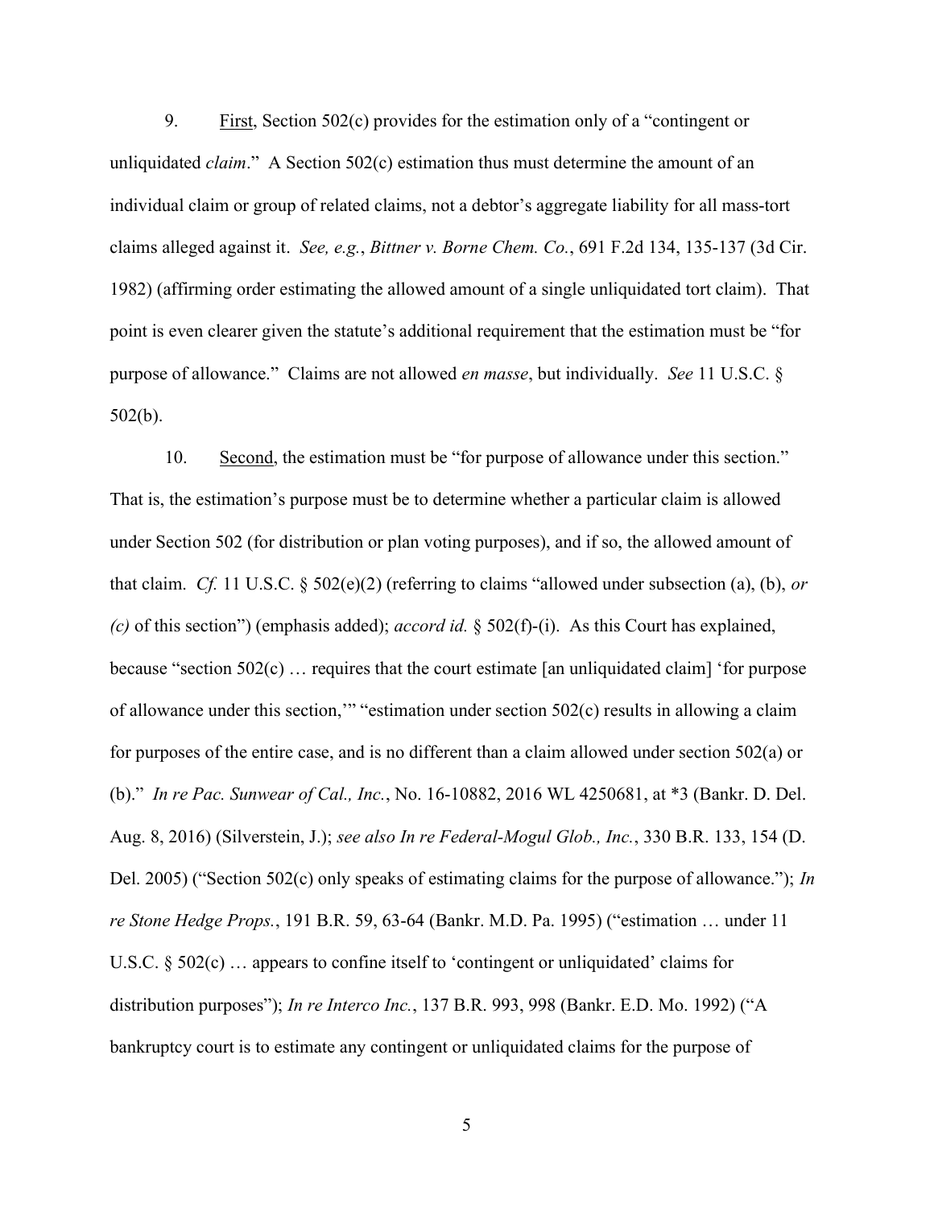9. First, Section 502(c) provides for the estimation only of a "contingent or unliquidated *claim*." A Section 502(c) estimation thus must determine the amount of an individual claim or group of related claims, not a debtor's aggregate liability for all mass-tort claims alleged against it. *See, e.g.*, *Bittner v. Borne Chem. Co.*, 691 F.2d 134, 135-137 (3d Cir. 1982) (affirming order estimating the allowed amount of a single unliquidated tort claim). That point is even clearer given the statute's additional requirement that the estimation must be "for purpose of allowance." Claims are not allowed *en masse*, but individually. *See* 11 U.S.C. § 502(b).

10. Second, the estimation must be "for purpose of allowance under this section." That is, the estimation's purpose must be to determine whether a particular claim is allowed under Section 502 (for distribution or plan voting purposes), and if so, the allowed amount of that claim. *Cf.* 11 U.S.C. § 502(e)(2) (referring to claims "allowed under subsection (a), (b), *or (c)* of this section") (emphasis added); *accord id.* § 502(f)-(i). As this Court has explained, because "section 502(c) … requires that the court estimate [an unliquidated claim] 'for purpose of allowance under this section,'" "estimation under section 502(c) results in allowing a claim for purposes of the entire case, and is no different than a claim allowed under section 502(a) or (b)." *In re Pac. Sunwear of Cal., Inc.*, No. 16-10882, 2016 WL 4250681, at *3 (Bankr. D. Del. Aug. 8, 2016) (Silverstein, J.); *see also In re Federal-Mogul Glob., Inc.*, 330 B.R. 133, 154 (D. Del. 2005) ("Section 502(c) only speaks of estimating claims for the purpose of allowance."); *In re Stone Hedge Props.*, 191 B.R. 59, 63-64 (Bankr. M.D. Pa. 1995) ("estimation … under 11 U.S.C. § 502(c) … appears to confine itself to 'contingent or unliquidated' claims for distribution purposes"); *In re Interco Inc.*, 137 B.R. 993, 998 (Bankr. E.D. Mo. 1992) ("A bankruptcy court is to estimate any contingent or unliquidated claims for the purpose of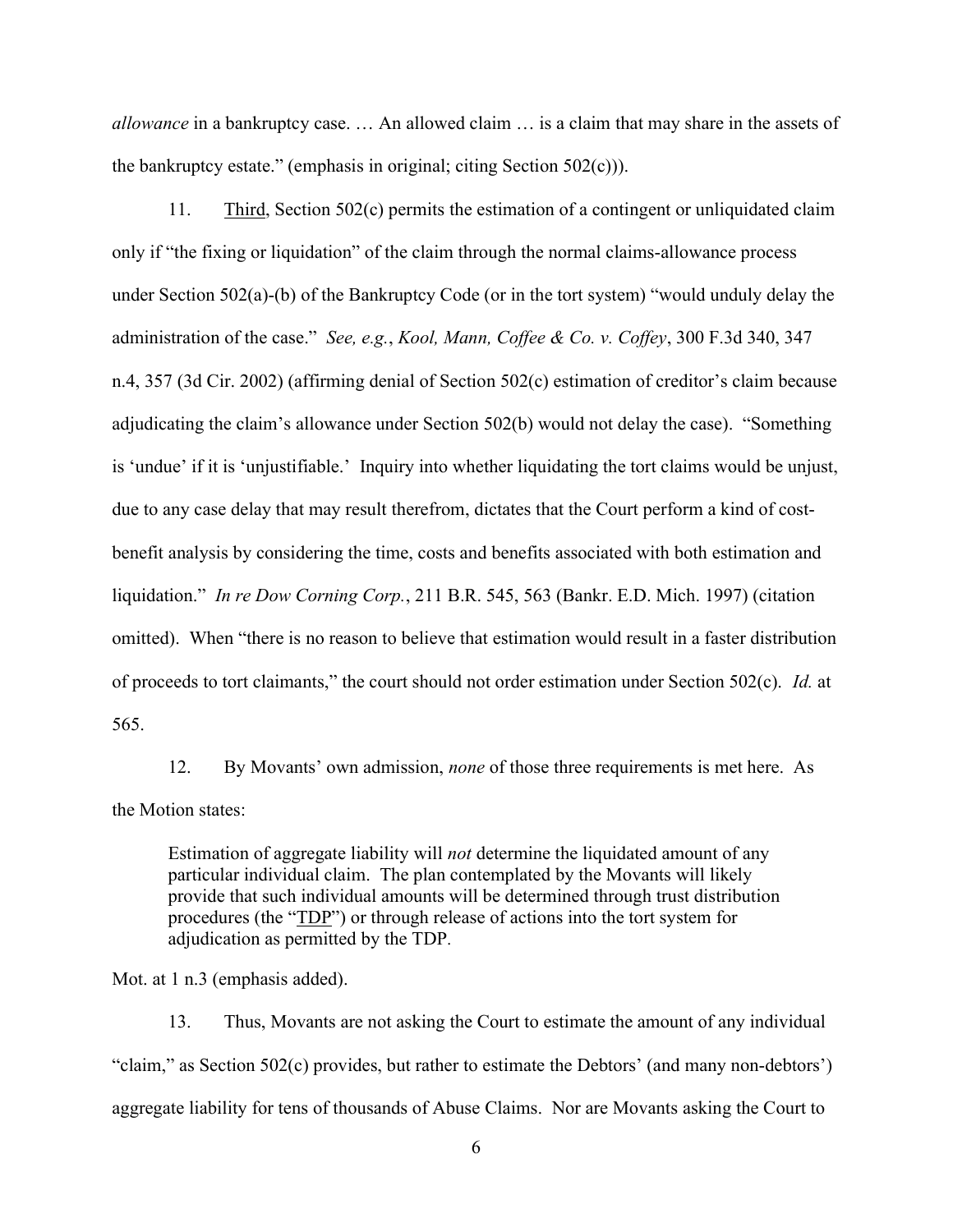*allowance* in a bankruptcy case. … An allowed claim … is a claim that may share in the assets of the bankruptcy estate." (emphasis in original; citing Section 502(c))).

11. Third, Section 502(c) permits the estimation of a contingent or unliquidated claim only if "the fixing or liquidation" of the claim through the normal claims-allowance process under Section 502(a)-(b) of the Bankruptcy Code (or in the tort system) "would unduly delay the administration of the case." *See, e.g.*, *Kool, Mann, Coffee & Co. v. Coffey*, 300 F.3d 340, 347 n.4, 357 (3d Cir. 2002) (affirming denial of Section 502(c) estimation of creditor's claim because adjudicating the claim's allowance under Section 502(b) would not delay the case). "Something is 'undue' if it is 'unjustifiable.' Inquiry into whether liquidating the tort claims would be unjust, due to any case delay that may result therefrom, dictates that the Court perform a kind of cost-benefit analysis by considering the time, costs and benefits associated with both estimation and liquidation." *In re Dow Corning Corp.*, 211 B.R. 545, 563 (Bankr. E.D. Mich. 1997) (citation omitted). When "there is no reason to believe that estimation would result in a faster distribution of proceeds to tort claimants," the court should not order estimation under Section 502(c). *Id.* at 565.

12. By Movants' own admission, *none* of those three requirements is met here. As the Motion states:

> Estimation of aggregate liability will *not* determine the liquidated amount of any particular individual claim. The plan contemplated by the Movants will likely provide that such individual amounts will be determined through trust distribution procedures (the "TDP") or through release of actions into the tort system for adjudication as permitted by the TDP.

Mot. at 1 n.3 (emphasis added).

13. Thus, Movants are not asking the Court to estimate the amount of any individual "claim," as Section 502(c) provides, but rather to estimate the Debtors' (and many non-debtors') aggregate liability for tens of thousands of Abuse Claims. Nor are Movants asking the Court to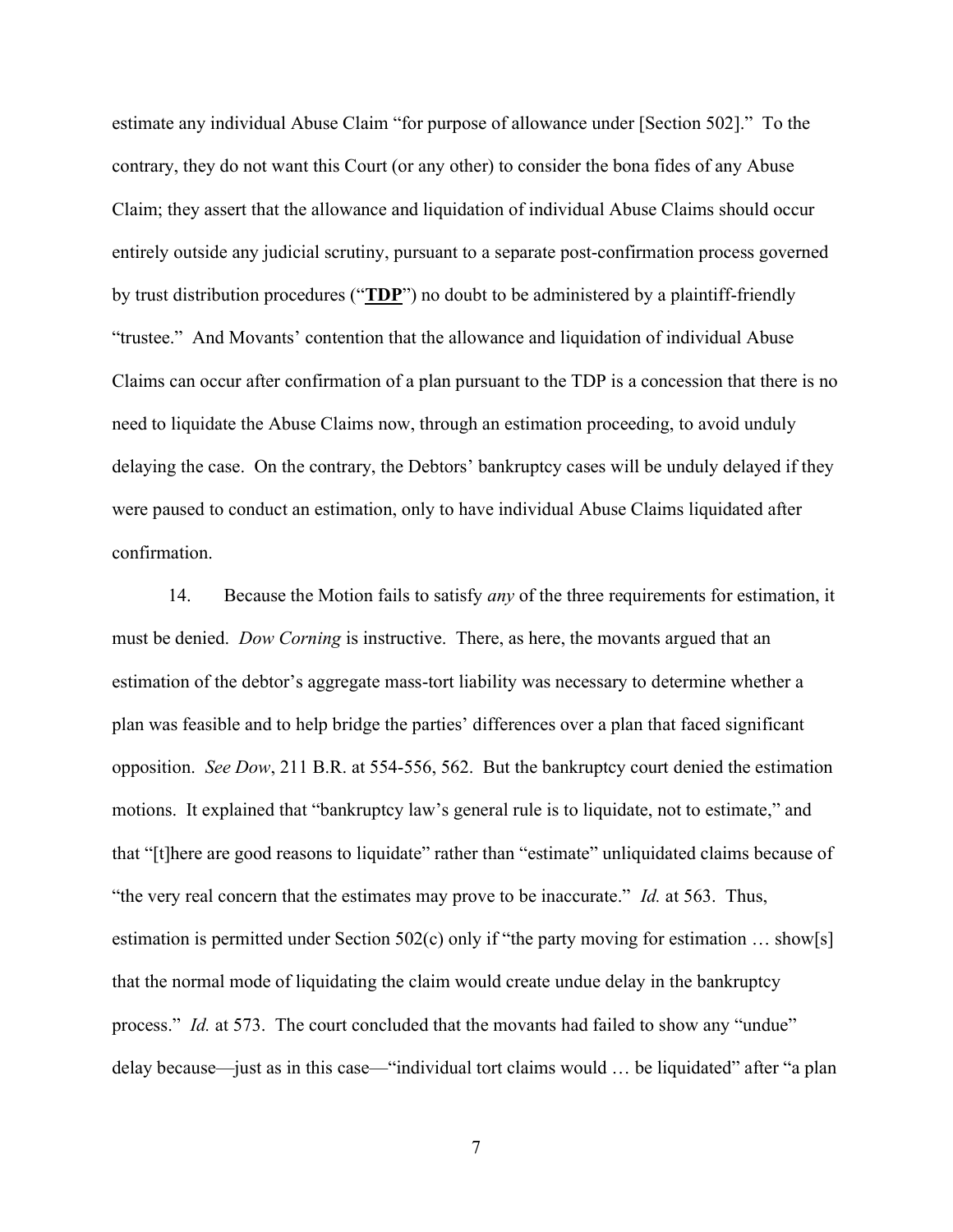estimate any individual Abuse Claim "for purpose of allowance under [Section 502]." To the contrary, they do not want this Court (or any other) to consider the bona fides of any Abuse Claim; they assert that the allowance and liquidation of individual Abuse Claims should occur entirely outside any judicial scrutiny, pursuant to a separate post-confirmation process governed by trust distribution procedures ("**TDP**") no doubt to be administered by a plaintiff-friendly "trustee." And Movants' contention that the allowance and liquidation of individual Abuse Claims can occur after confirmation of a plan pursuant to the TDP is a concession that there is no need to liquidate the Abuse Claims now, through an estimation proceeding, to avoid unduly delaying the case. On the contrary, the Debtors' bankruptcy cases will be unduly delayed if they were paused to conduct an estimation, only to have individual Abuse Claims liquidated after confirmation.

14. Because the Motion fails to satisfy *any* of the three requirements for estimation, it must be denied. *Dow Corning* is instructive. There, as here, the movants argued that an estimation of the debtor's aggregate mass-tort liability was necessary to determine whether a plan was feasible and to help bridge the parties' differences over a plan that faced significant opposition. *See Dow*, 211 B.R. at 554-556, 562. But the bankruptcy court denied the estimation motions. It explained that "bankruptcy law's general rule is to liquidate, not to estimate," and that "[t]here are good reasons to liquidate" rather than "estimate" unliquidated claims because of "the very real concern that the estimates may prove to be inaccurate." *Id.* at 563. Thus, estimation is permitted under Section 502(c) only if "the party moving for estimation … show[s] that the normal mode of liquidating the claim would create undue delay in the bankruptcy process." *Id.* at 573. The court concluded that the movants had failed to show any "undue" delay because—just as in this case—"individual tort claims would … be liquidated" after "a plan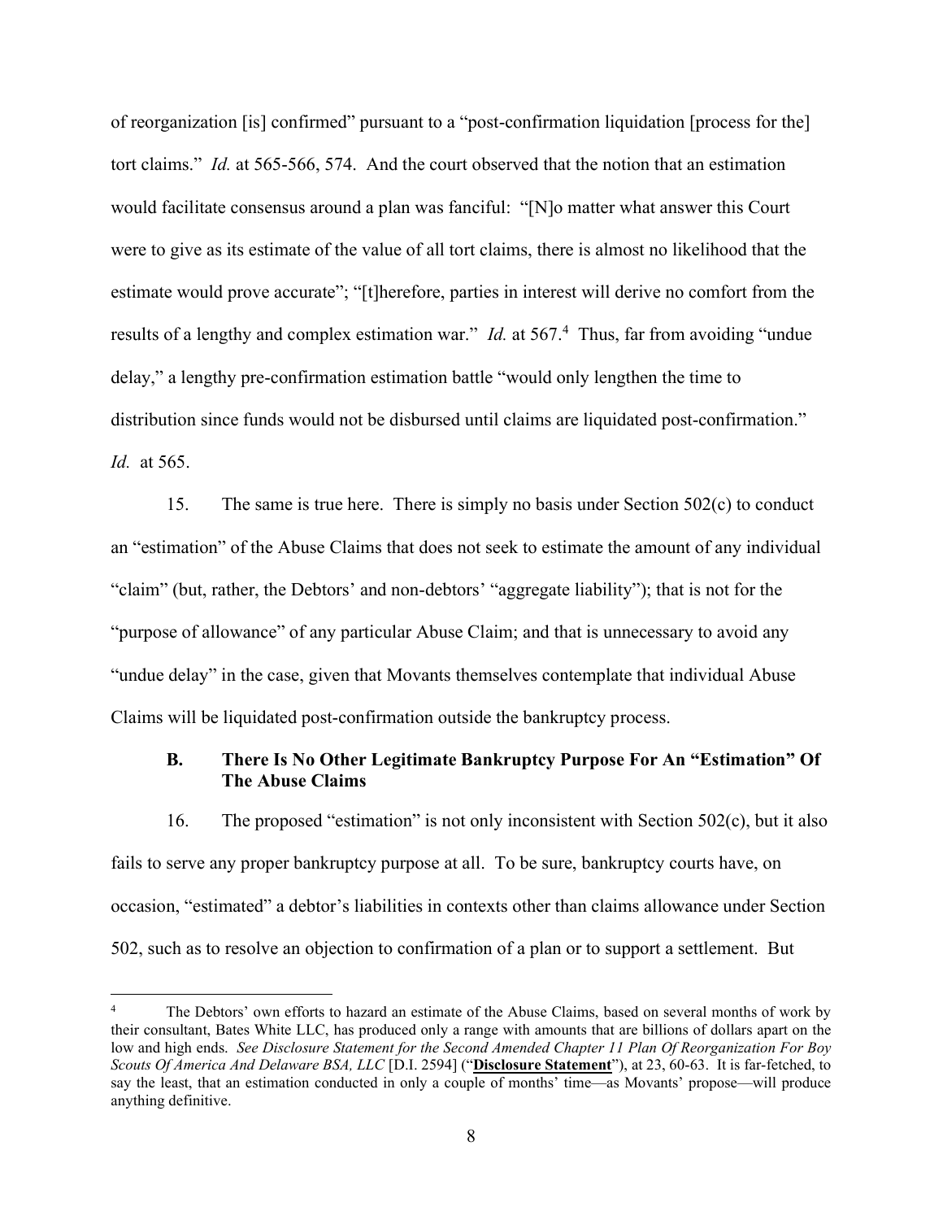of reorganization [is] confirmed" pursuant to a "post-confirmation liquidation [process for the] tort claims." *Id.* at 565-566, 574. And the court observed that the notion that an estimation would facilitate consensus around a plan was fanciful: "[N]o matter what answer this Court were to give as its estimate of the value of all tort claims, there is almost no likelihood that the estimate would prove accurate"; "[t]herefore, parties in interest will derive no comfort from the results of a lengthy and complex estimation war." *Id.* at 567.[4] Thus, far from avoiding "undue delay," a lengthy pre-confirmation estimation battle "would only lengthen the time to distribution since funds would not be disbursed until claims are liquidated post-confirmation." *Id.* at 565.

15. The same is true here. There is simply no basis under Section 502(c) to conduct an "estimation" of the Abuse Claims that does not seek to estimate the amount of any individual "claim" (but, rather, the Debtors' and non-debtors' "aggregate liability"); that is not for the "purpose of allowance" of any particular Abuse Claim; and that is unnecessary to avoid any "undue delay" in the case, given that Movants themselves contemplate that individual Abuse Claims will be liquidated post-confirmation outside the bankruptcy process.

### B. There Is No Other Legitimate Bankruptcy Purpose For An "Estimation" Of The Abuse Claims

16. The proposed "estimation" is not only inconsistent with Section 502(c), but it also fails to serve any proper bankruptcy purpose at all. To be sure, bankruptcy courts have, on occasion, "estimated" a debtor's liabilities in contexts other than claims allowance under Section 502, such as to resolve an objection to confirmation of a plan or to support a settlement. But

---

[4] The Debtors' own efforts to hazard an estimate of the Abuse Claims, based on several months of work by their consultant, Bates White LLC, has produced only a range with amounts that are billions of dollars apart on the low and high ends. *See Disclosure Statement for the Second Amended Chapter 11 Plan Of Reorganization For Boy Scouts Of America And Delaware BSA, LLC* [D.I. 2594] ("**Disclosure Statement**"), at 23, 60-63. It is far-fetched, to say the least, that an estimation conducted in only a couple of months' time—as Movants' propose—will produce anything definitive.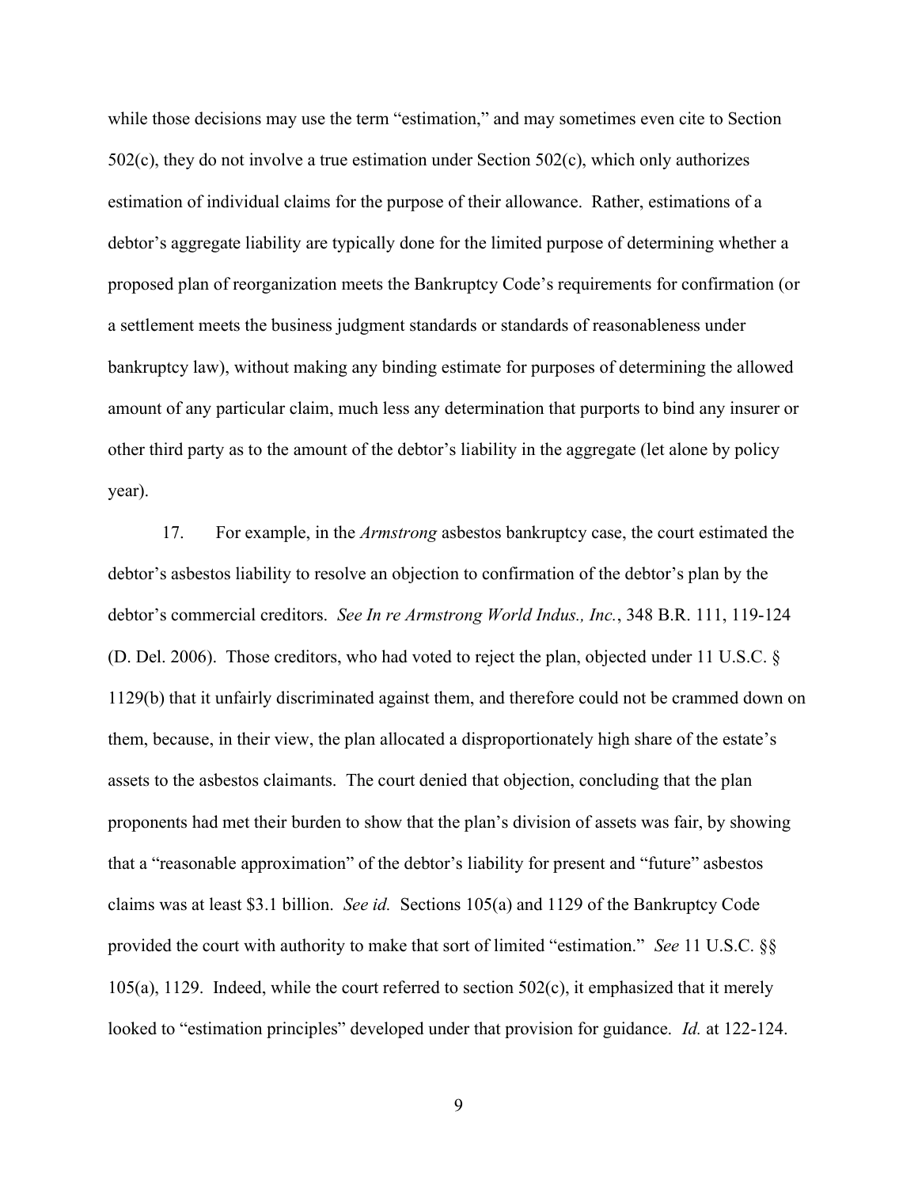while those decisions may use the term "estimation," and may sometimes even cite to Section 502(c), they do not involve a true estimation under Section 502(c), which only authorizes estimation of individual claims for the purpose of their allowance. Rather, estimations of a debtor's aggregate liability are typically done for the limited purpose of determining whether a proposed plan of reorganization meets the Bankruptcy Code's requirements for confirmation (or a settlement meets the business judgment standards or standards of reasonableness under bankruptcy law), without making any binding estimate for purposes of determining the allowed amount of any particular claim, much less any determination that purports to bind any insurer or other third party as to the amount of the debtor's liability in the aggregate (let alone by policy year).

17. For example, in the *Armstrong* asbestos bankruptcy case, the court estimated the debtor's asbestos liability to resolve an objection to confirmation of the debtor's plan by the debtor's commercial creditors. *See In re Armstrong World Indus., Inc.*, 348 B.R. 111, 119-124 (D. Del. 2006). Those creditors, who had voted to reject the plan, objected under 11 U.S.C. § 1129(b) that it unfairly discriminated against them, and therefore could not be crammed down on them, because, in their view, the plan allocated a disproportionately high share of the estate's assets to the asbestos claimants. The court denied that objection, concluding that the plan proponents had met their burden to show that the plan's division of assets was fair, by showing that a "reasonable approximation" of the debtor's liability for present and "future" asbestos claims was at least \$3.1 billion. *See id.* Sections 105(a) and 1129 of the Bankruptcy Code provided the court with authority to make that sort of limited "estimation." *See* 11 U.S.C. §§ 105(a), 1129. Indeed, while the court referred to section 502(c), it emphasized that it merely looked to "estimation principles" developed under that provision for guidance. *Id.* at 122-124.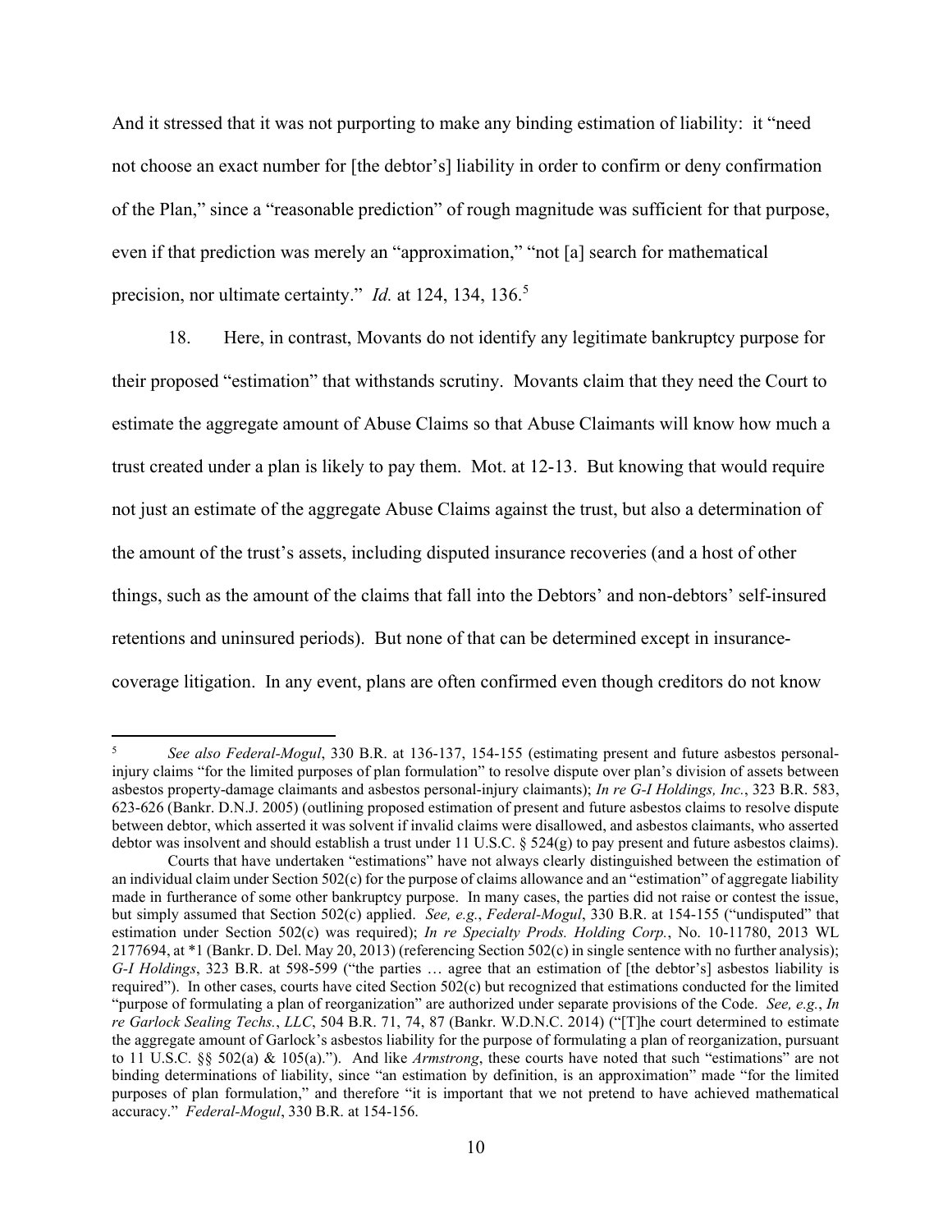And it stressed that it was not purporting to make any binding estimation of liability: it "need not choose an exact number for [the debtor's] liability in order to confirm or deny confirmation of the Plan," since a "reasonable prediction" of rough magnitude was sufficient for that purpose, even if that prediction was merely an "approximation," "not [a] search for mathematical precision, nor ultimate certainty." *Id.* at 124, 134, 136.[5]

18. Here, in contrast, Movants do not identify any legitimate bankruptcy purpose for their proposed "estimation" that withstands scrutiny. Movants claim that they need the Court to estimate the aggregate amount of Abuse Claims so that Abuse Claimants will know how much a trust created under a plan is likely to pay them. Mot. at 12-13. But knowing that would require not just an estimate of the aggregate Abuse Claims against the trust, but also a determination of the amount of the trust's assets, including disputed insurance recoveries (and a host of other things, such as the amount of the claims that fall into the Debtors' and non-debtors' self-insured retentions and uninsured periods). But none of that can be determined except in insurance-coverage litigation. In any event, plans are often confirmed even though creditors do not know

---

[5] *See also Federal-Mogul*, 330 B.R. at 136-137, 154-155 (estimating present and future asbestos personal-injury claims "for the limited purposes of plan formulation" to resolve dispute over plan's division of assets between asbestos property-damage claimants and asbestos personal-injury claimants); *In re G-I Holdings, Inc.*, 323 B.R. 583, 623-626 (Bankr. D.N.J. 2005) (outlining proposed estimation of present and future asbestos claims to resolve dispute between debtor, which asserted it was solvent if invalid claims were disallowed, and asbestos claimants, who asserted debtor was insolvent and should establish a trust under 11 U.S.C. § 524(g) to pay present and future asbestos claims).

Courts that have undertaken "estimations" have not always clearly distinguished between the estimation of an individual claim under Section 502(c) for the purpose of claims allowance and an "estimation" of aggregate liability made in furtherance of some other bankruptcy purpose. In many cases, the parties did not raise or contest the issue, but simply assumed that Section 502(c) applied. *See, e.g.*, *Federal-Mogul*, 330 B.R. at 154-155 ("undisputed" that estimation under Section 502(c) was required); *In re Specialty Prods. Holding Corp.*, No. 10-11780, 2013 WL 2177694, at *1 (Bankr. D. Del. May 20, 2013) (referencing Section 502(c) in single sentence with no further analysis); *G-I Holdings*, 323 B.R. at 598-599 ("the parties … agree that an estimation of [the debtor's] asbestos liability is required"). In other cases, courts have cited Section 502(c) but recognized that estimations conducted for the limited "purpose of formulating a plan of reorganization" are authorized under separate provisions of the Code. *See, e.g.*, *In re Garlock Sealing Techs.*, *LLC*, 504 B.R. 71, 74, 87 (Bankr. W.D.N.C. 2014) ("[T]he court determined to estimate the aggregate amount of Garlock's asbestos liability for the purpose of formulating a plan of reorganization, pursuant to 11 U.S.C. §§ 502(a) & 105(a)."). And like *Armstrong*, these courts have noted that such "estimations" are not binding determinations of liability, since "an estimation by definition, is an approximation" made "for the limited purposes of plan formulation," and therefore "it is important that we not pretend to have achieved mathematical accuracy." *Federal-Mogul*, 330 B.R. at 154-156.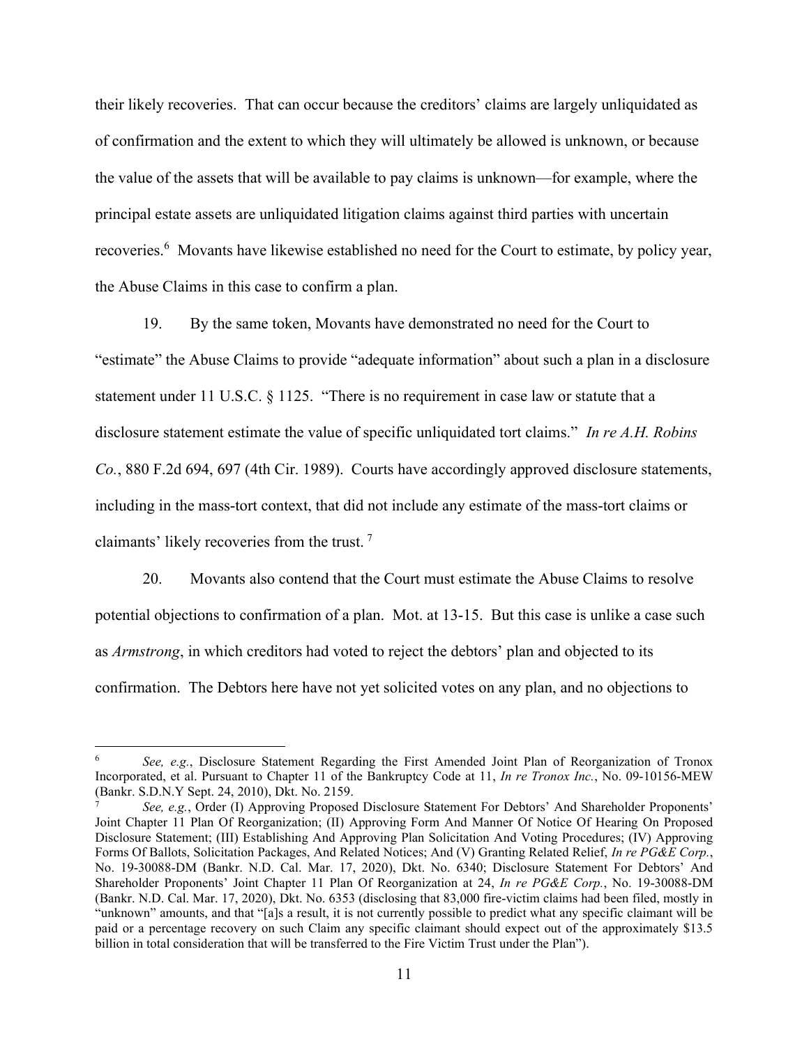their likely recoveries. That can occur because the creditors' claims are largely unliquidated as of confirmation and the extent to which they will ultimately be allowed is unknown, or because the value of the assets that will be available to pay claims is unknown—for example, where the principal estate assets are unliquidated litigation claims against third parties with uncertain recoveries.[6] Movants have likewise established no need for the Court to estimate, by policy year, the Abuse Claims in this case to confirm a plan.

19. By the same token, Movants have demonstrated no need for the Court to "estimate" the Abuse Claims to provide "adequate information" about such a plan in a disclosure statement under 11 U.S.C. § 1125. "There is no requirement in case law or statute that a disclosure statement estimate the value of specific unliquidated tort claims." *In re A.H. Robins Co.*, 880 F.2d 694, 697 (4th Cir. 1989). Courts have accordingly approved disclosure statements, including in the mass-tort context, that did not include any estimate of the mass-tort claims or claimants' likely recoveries from the trust. [7]

20. Movants also contend that the Court must estimate the Abuse Claims to resolve potential objections to confirmation of a plan. Mot. at 13-15. But this case is unlike a case such as *Armstrong*, in which creditors had voted to reject the debtors' plan and objected to its confirmation. The Debtors here have not yet solicited votes on any plan, and no objections to

---

[6] *See, e.g.*, Disclosure Statement Regarding the First Amended Joint Plan of Reorganization of Tronox Incorporated, et al. Pursuant to Chapter 11 of the Bankruptcy Code at 11, *In re Tronox Inc.*, No. 09-10156-MEW (Bankr. S.D.N.Y Sept. 24, 2010), Dkt. No. 2159.

[7] *See, e.g.*, Order (I) Approving Proposed Disclosure Statement For Debtors' And Shareholder Proponents' Joint Chapter 11 Plan Of Reorganization; (II) Approving Form And Manner Of Notice Of Hearing On Proposed Disclosure Statement; (III) Establishing And Approving Plan Solicitation And Voting Procedures; (IV) Approving Forms Of Ballots, Solicitation Packages, And Related Notices; And (V) Granting Related Relief, *In re PG&E Corp.*, No. 19-30088-DM (Bankr. N.D. Cal. Mar. 17, 2020), Dkt. No. 6340; Disclosure Statement For Debtors' And Shareholder Proponents' Joint Chapter 11 Plan Of Reorganization at 24, *In re PG&E Corp.*, No. 19-30088-DM (Bankr. N.D. Cal. Mar. 17, 2020), Dkt. No. 6353 (disclosing that 83,000 fire-victim claims had been filed, mostly in "unknown" amounts, and that "[a]s a result, it is not currently possible to predict what any specific claimant will be paid or a percentage recovery on such Claim any specific claimant should expect out of the approximately $13.5 billion in total consideration that will be transferred to the Fire Victim Trust under the Plan").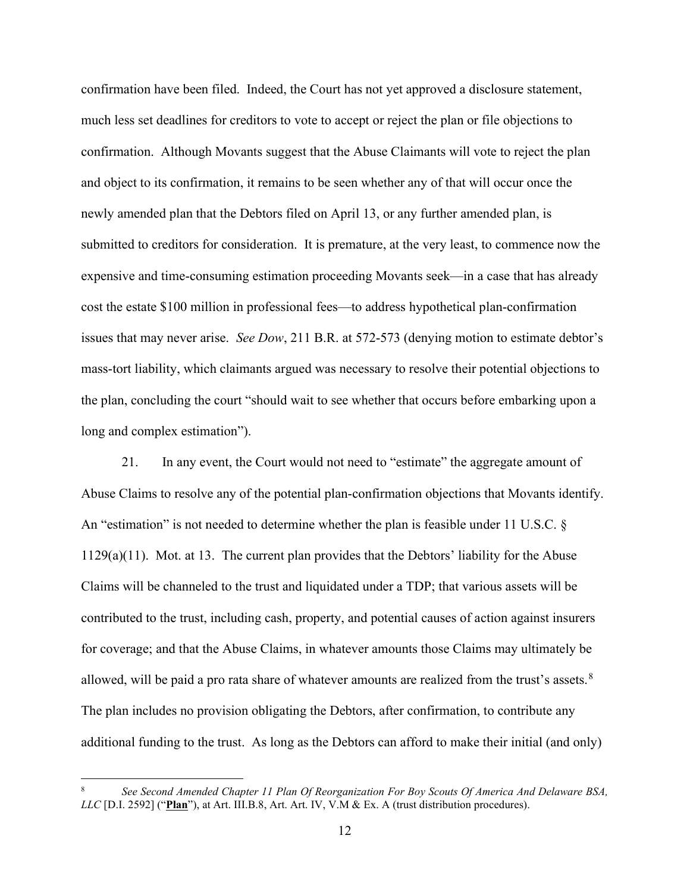confirmation have been filed. Indeed, the Court has not yet approved a disclosure statement, much less set deadlines for creditors to vote to accept or reject the plan or file objections to confirmation. Although Movants suggest that the Abuse Claimants will vote to reject the plan and object to its confirmation, it remains to be seen whether any of that will occur once the newly amended plan that the Debtors filed on April 13, or any further amended plan, is submitted to creditors for consideration. It is premature, at the very least, to commence now the expensive and time-consuming estimation proceeding Movants seek—in a case that has already cost the estate $100 million in professional fees—to address hypothetical plan-confirmation issues that may never arise. *See Dow*, 211 B.R. at 572-573 (denying motion to estimate debtor's mass-tort liability, which claimants argued was necessary to resolve their potential objections to the plan, concluding the court "should wait to see whether that occurs before embarking upon a long and complex estimation").

21. In any event, the Court would not need to "estimate" the aggregate amount of Abuse Claims to resolve any of the potential plan-confirmation objections that Movants identify. An "estimation" is not needed to determine whether the plan is feasible under 11 U.S.C. § 1129(a)(11). Mot. at 13. The current plan provides that the Debtors' liability for the Abuse Claims will be channeled to the trust and liquidated under a TDP; that various assets will be contributed to the trust, including cash, property, and potential causes of action against insurers for coverage; and that the Abuse Claims, in whatever amounts those Claims may ultimately be allowed, will be paid a pro rata share of whatever amounts are realized from the trust's assets.[8] The plan includes no provision obligating the Debtors, after confirmation, to contribute any additional funding to the trust. As long as the Debtors can afford to make their initial (and only)

---

[8] *See Second Amended Chapter 11 Plan Of Reorganization For Boy Scouts Of America And Delaware BSA, LLC* [D.I. 2592] ("**Plan**"), at Art. III.B.8, Art. Art. IV, V.M & Ex. A (trust distribution procedures).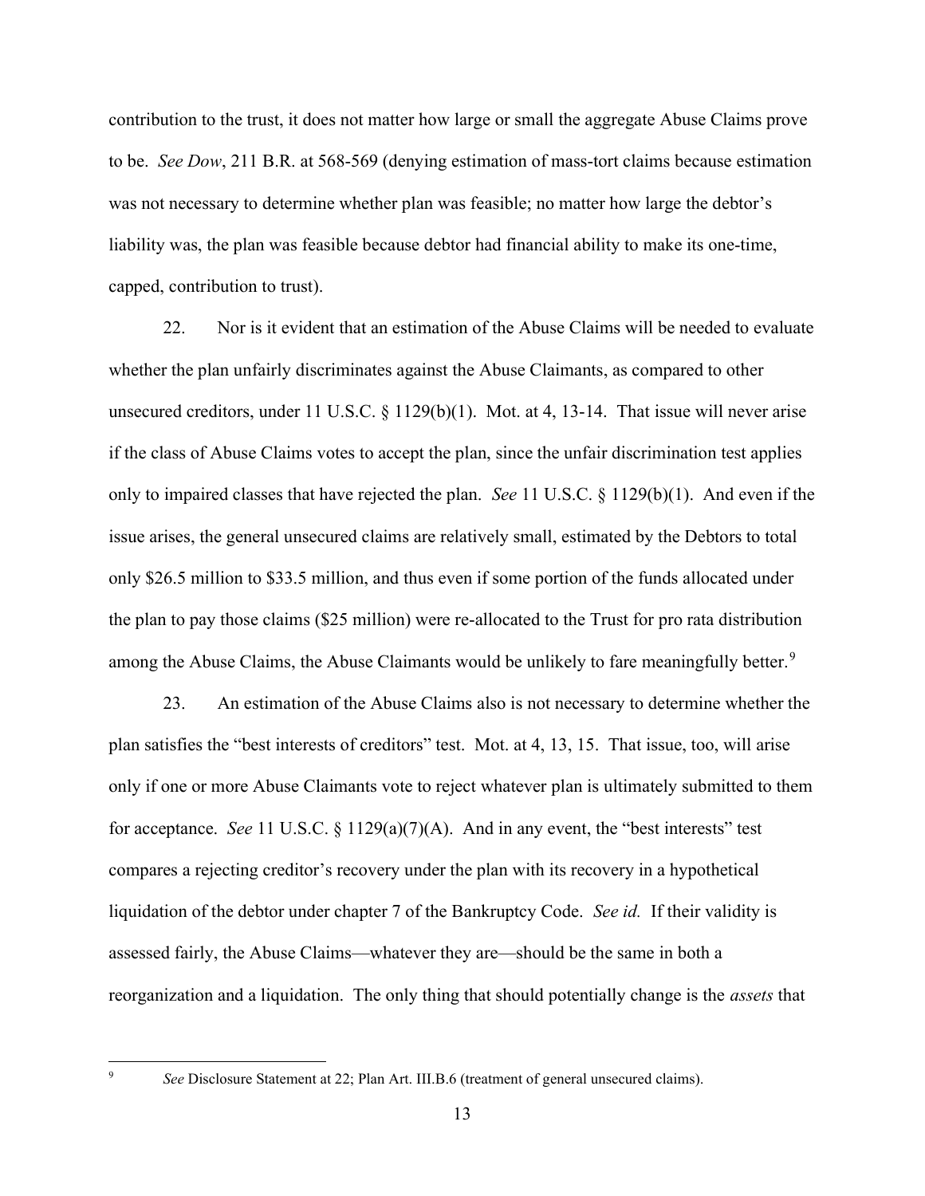contribution to the trust, it does not matter how large or small the aggregate Abuse Claims prove to be. *See Dow*, 211 B.R. at 568-569 (denying estimation of mass-tort claims because estimation was not necessary to determine whether plan was feasible; no matter how large the debtor's liability was, the plan was feasible because debtor had financial ability to make its one-time, capped, contribution to trust).

22. Nor is it evident that an estimation of the Abuse Claims will be needed to evaluate whether the plan unfairly discriminates against the Abuse Claimants, as compared to other unsecured creditors, under 11 U.S.C. § 1129(b)(1). Mot. at 4, 13-14. That issue will never arise if the class of Abuse Claims votes to accept the plan, since the unfair discrimination test applies only to impaired classes that have rejected the plan. *See* 11 U.S.C. § 1129(b)(1). And even if the issue arises, the general unsecured claims are relatively small, estimated by the Debtors to total only $26.5 million to $33.5 million, and thus even if some portion of the funds allocated under the plan to pay those claims ($25 million) were re-allocated to the Trust for pro rata distribution among the Abuse Claims, the Abuse Claimants would be unlikely to fare meaningfully better.[9]

23. An estimation of the Abuse Claims also is not necessary to determine whether the plan satisfies the "best interests of creditors" test. Mot. at 4, 13, 15. That issue, too, will arise only if one or more Abuse Claimants vote to reject whatever plan is ultimately submitted to them for acceptance. *See* 11 U.S.C. § 1129(a)(7)(A). And in any event, the "best interests" test compares a rejecting creditor's recovery under the plan with its recovery in a hypothetical liquidation of the debtor under chapter 7 of the Bankruptcy Code. *See id.* If their validity is assessed fairly, the Abuse Claims—whatever they are—should be the same in both a reorganization and a liquidation. The only thing that should potentially change is the *assets* that

---

[9] *See* Disclosure Statement at 22; Plan Art. III.B.6 (treatment of general unsecured claims).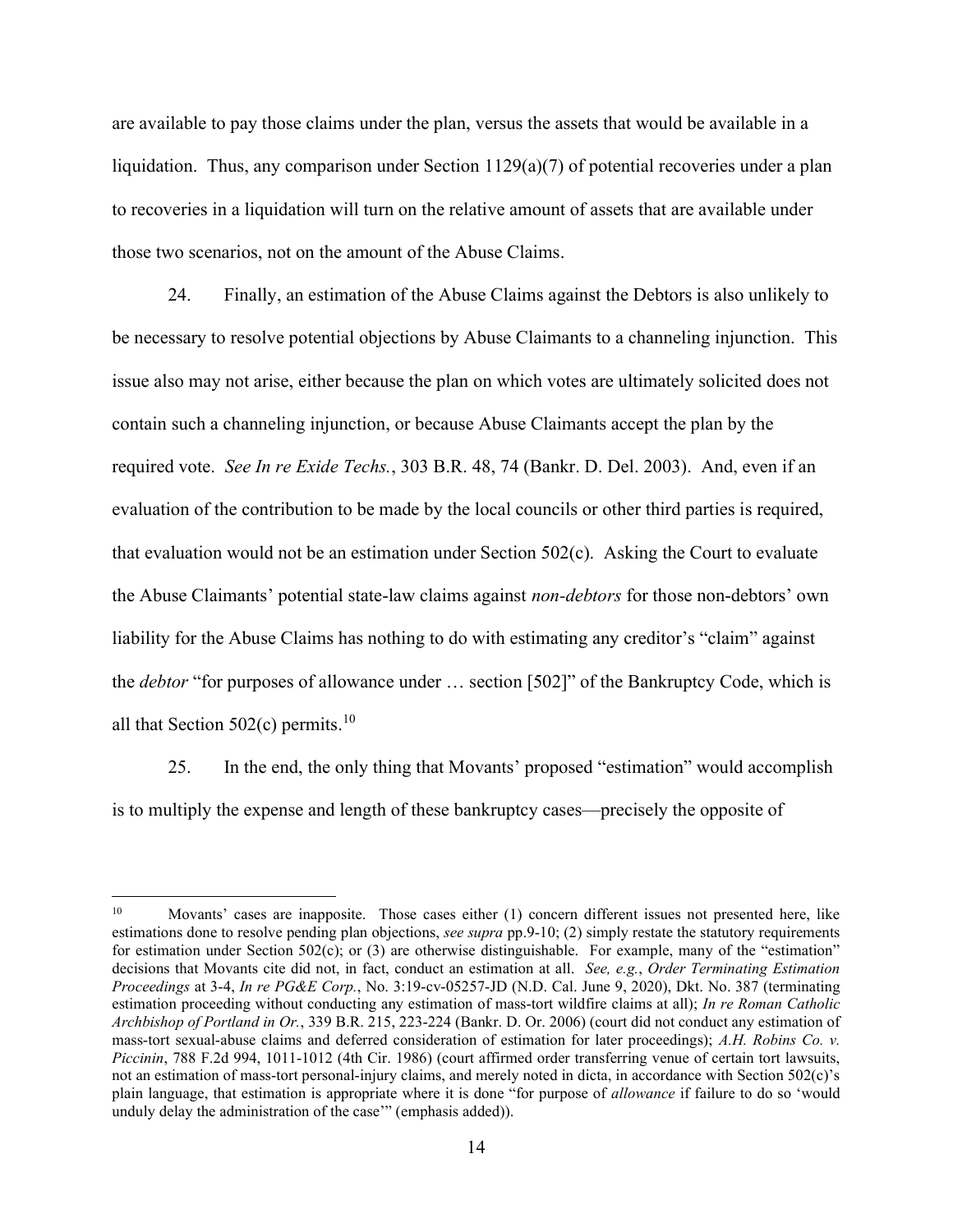are available to pay those claims under the plan, versus the assets that would be available in a liquidation. Thus, any comparison under Section 1129(a)(7) of potential recoveries under a plan to recoveries in a liquidation will turn on the relative amount of assets that are available under those two scenarios, not on the amount of the Abuse Claims.

24. Finally, an estimation of the Abuse Claims against the Debtors is also unlikely to be necessary to resolve potential objections by Abuse Claimants to a channeling injunction. This issue also may not arise, either because the plan on which votes are ultimately solicited does not contain such a channeling injunction, or because Abuse Claimants accept the plan by the required vote. *See In re Exide Techs.*, 303 B.R. 48, 74 (Bankr. D. Del. 2003). And, even if an evaluation of the contribution to be made by the local councils or other third parties is required, that evaluation would not be an estimation under Section 502(c). Asking the Court to evaluate the Abuse Claimants' potential state-law claims against *non-debtors* for those non-debtors' own liability for the Abuse Claims has nothing to do with estimating any creditor's "claim" against the *debtor* "for purposes of allowance under … section [502]" of the Bankruptcy Code, which is all that Section 502(c) permits.[10]

25. In the end, the only thing that Movants' proposed "estimation" would accomplish is to multiply the expense and length of these bankruptcy cases—precisely the opposite of

---

[10] Movants' cases are inapposite. Those cases either (1) concern different issues not presented here, like estimations done to resolve pending plan objections, *see supra* pp.9-10; (2) simply restate the statutory requirements for estimation under Section 502(c); or (3) are otherwise distinguishable. For example, many of the "estimation" decisions that Movants cite did not, in fact, conduct an estimation at all. *See, e.g.*, *Order Terminating Estimation Proceedings* at 3-4, *In re PG&E Corp.*, No. 3:19-cv-05257-JD (N.D. Cal. June 9, 2020), Dkt. No. 387 (terminating estimation proceeding without conducting any estimation of mass-tort wildfire claims at all); *In re Roman Catholic Archbishop of Portland in Or.*, 339 B.R. 215, 223-224 (Bankr. D. Or. 2006) (court did not conduct any estimation of mass-tort sexual-abuse claims and deferred consideration of estimation for later proceedings); *A.H. Robins Co. v. Piccinin*, 788 F.2d 994, 1011-1012 (4th Cir. 1986) (court affirmed order transferring venue of certain tort lawsuits, not an estimation of mass-tort personal-injury claims, and merely noted in dicta, in accordance with Section 502(c)'s plain language, that estimation is appropriate where it is done "for purpose of *allowance* if failure to do so 'would unduly delay the administration of the case'" (emphasis added)).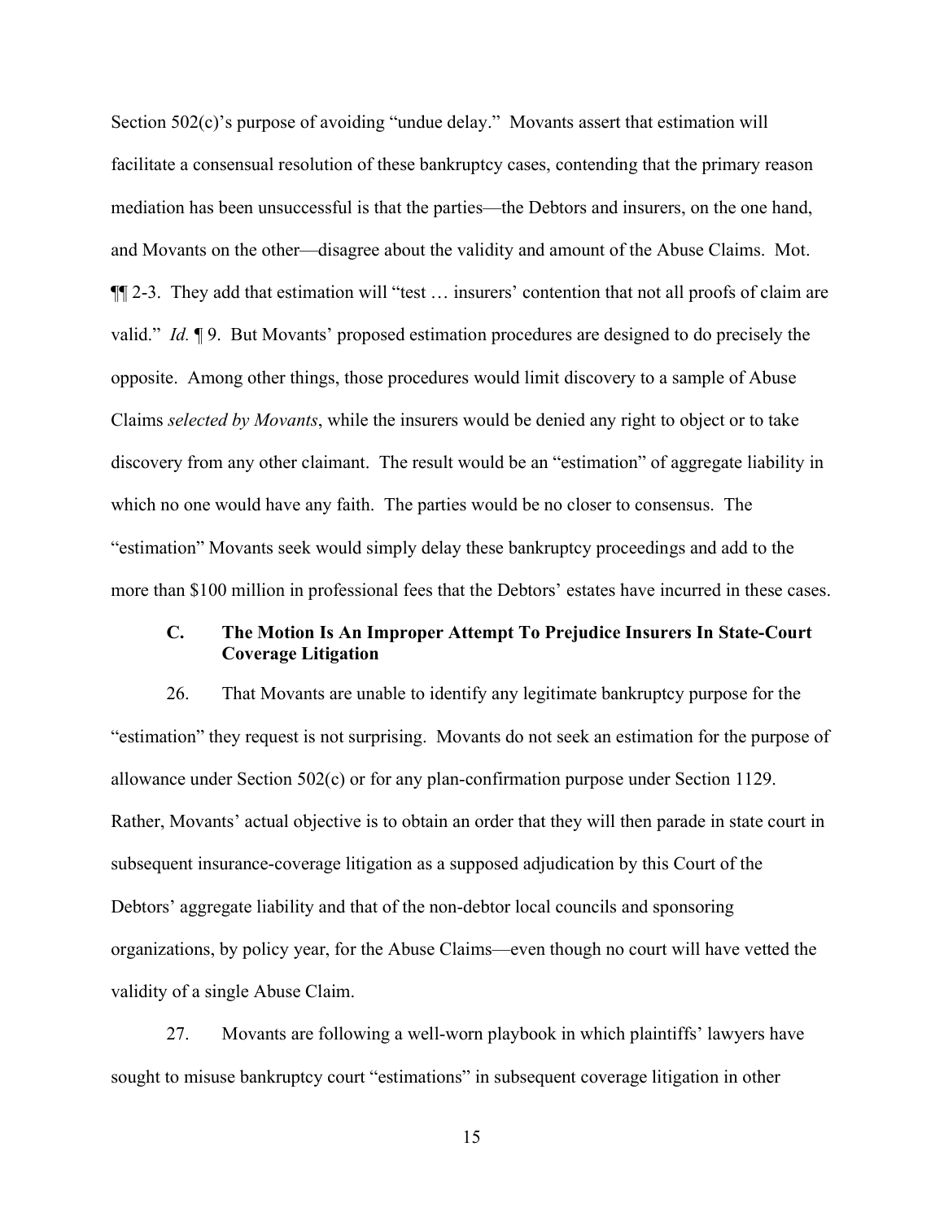Section 502(c)'s purpose of avoiding "undue delay." Movants assert that estimation will facilitate a consensual resolution of these bankruptcy cases, contending that the primary reason mediation has been unsuccessful is that the parties—the Debtors and insurers, on the one hand, and Movants on the other—disagree about the validity and amount of the Abuse Claims. Mot. ¶¶ 2-3. They add that estimation will "test … insurers' contention that not all proofs of claim are valid." *Id.* ¶ 9. But Movants' proposed estimation procedures are designed to do precisely the opposite. Among other things, those procedures would limit discovery to a sample of Abuse Claims *selected by Movants*, while the insurers would be denied any right to object or to take discovery from any other claimant. The result would be an "estimation" of aggregate liability in which no one would have any faith. The parties would be no closer to consensus. The "estimation" Movants seek would simply delay these bankruptcy proceedings and add to the more than $100 million in professional fees that the Debtors' estates have incurred in these cases.

### C. The Motion Is An Improper Attempt To Prejudice Insurers In State-Court Coverage Litigation

26. That Movants are unable to identify any legitimate bankruptcy purpose for the "estimation" they request is not surprising. Movants do not seek an estimation for the purpose of allowance under Section 502(c) or for any plan-confirmation purpose under Section 1129. Rather, Movants' actual objective is to obtain an order that they will then parade in state court in subsequent insurance-coverage litigation as a supposed adjudication by this Court of the Debtors' aggregate liability and that of the non-debtor local councils and sponsoring organizations, by policy year, for the Abuse Claims—even though no court will have vetted the validity of a single Abuse Claim.

27. Movants are following a well-worn playbook in which plaintiffs' lawyers have sought to misuse bankruptcy court "estimations" in subsequent coverage litigation in other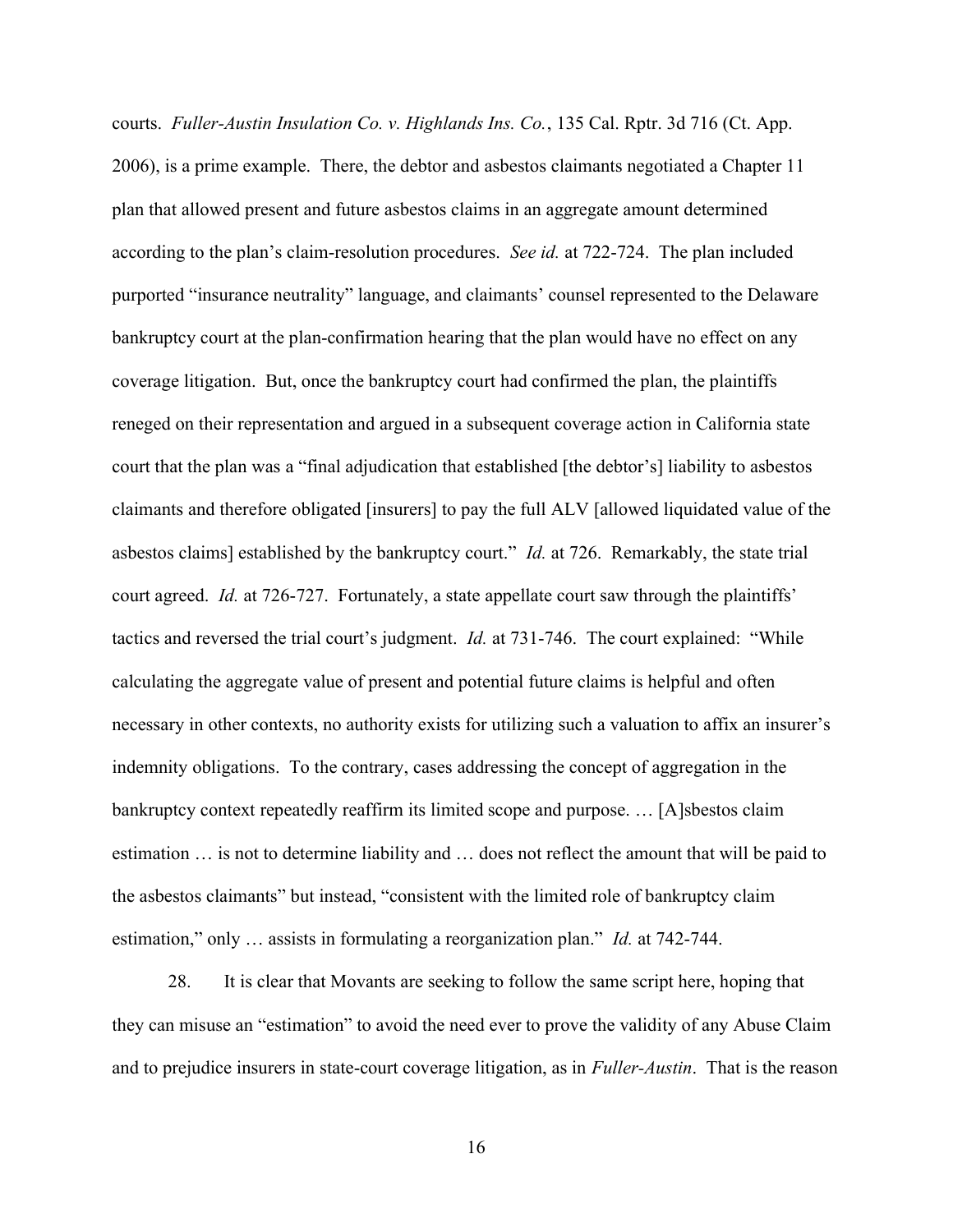courts. *Fuller-Austin Insulation Co. v. Highlands Ins. Co.*, 135 Cal. Rptr. 3d 716 (Ct. App. 2006), is a prime example. There, the debtor and asbestos claimants negotiated a Chapter 11 plan that allowed present and future asbestos claims in an aggregate amount determined according to the plan's claim-resolution procedures. *See id.* at 722-724. The plan included purported "insurance neutrality" language, and claimants' counsel represented to the Delaware bankruptcy court at the plan-confirmation hearing that the plan would have no effect on any coverage litigation. But, once the bankruptcy court had confirmed the plan, the plaintiffs reneged on their representation and argued in a subsequent coverage action in California state court that the plan was a "final adjudication that established [the debtor's] liability to asbestos claimants and therefore obligated [insurers] to pay the full ALV [allowed liquidated value of the asbestos claims] established by the bankruptcy court." *Id.* at 726. Remarkably, the state trial court agreed. *Id.* at 726-727. Fortunately, a state appellate court saw through the plaintiffs' tactics and reversed the trial court's judgment. *Id.* at 731-746. The court explained: "While calculating the aggregate value of present and potential future claims is helpful and often necessary in other contexts, no authority exists for utilizing such a valuation to affix an insurer's indemnity obligations. To the contrary, cases addressing the concept of aggregation in the bankruptcy context repeatedly reaffirm its limited scope and purpose. … [A]sbestos claim estimation … is not to determine liability and … does not reflect the amount that will be paid to the asbestos claimants" but instead, "consistent with the limited role of bankruptcy claim estimation," only … assists in formulating a reorganization plan." *Id.* at 742-744.

28. It is clear that Movants are seeking to follow the same script here, hoping that they can misuse an "estimation" to avoid the need ever to prove the validity of any Abuse Claim and to prejudice insurers in state-court coverage litigation, as in *Fuller-Austin*. That is the reason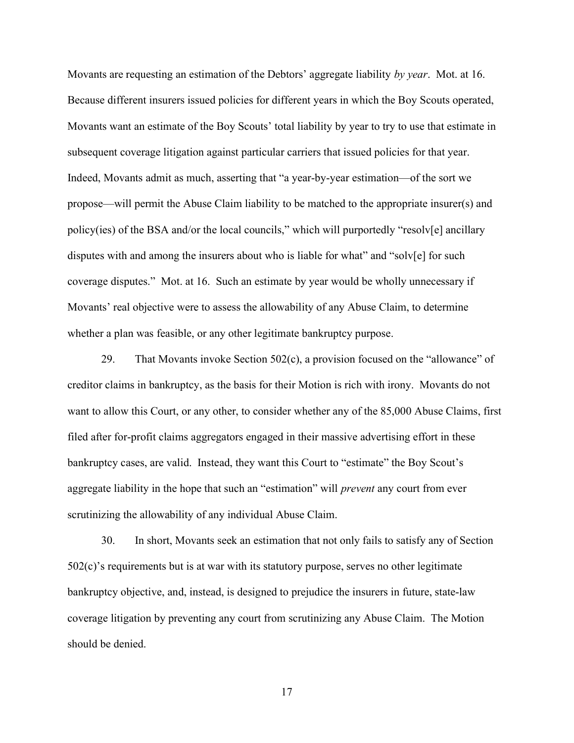Movants are requesting an estimation of the Debtors' aggregate liability *by year*. Mot. at 16. Because different insurers issued policies for different years in which the Boy Scouts operated, Movants want an estimate of the Boy Scouts' total liability by year to try to use that estimate in subsequent coverage litigation against particular carriers that issued policies for that year. Indeed, Movants admit as much, asserting that "a year-by-year estimation—of the sort we propose—will permit the Abuse Claim liability to be matched to the appropriate insurer(s) and policy(ies) of the BSA and/or the local councils," which will purportedly "resolv[e] ancillary disputes with and among the insurers about who is liable for what" and "solv[e] for such coverage disputes." Mot. at 16. Such an estimate by year would be wholly unnecessary if Movants' real objective were to assess the allowability of any Abuse Claim, to determine whether a plan was feasible, or any other legitimate bankruptcy purpose.

29. That Movants invoke Section 502(c), a provision focused on the "allowance" of creditor claims in bankruptcy, as the basis for their Motion is rich with irony. Movants do not want to allow this Court, or any other, to consider whether any of the 85,000 Abuse Claims, first filed after for-profit claims aggregators engaged in their massive advertising effort in these bankruptcy cases, are valid. Instead, they want this Court to "estimate" the Boy Scout's aggregate liability in the hope that such an "estimation" will *prevent* any court from ever scrutinizing the allowability of any individual Abuse Claim.

30. In short, Movants seek an estimation that not only fails to satisfy any of Section 502(c)'s requirements but is at war with its statutory purpose, serves no other legitimate bankruptcy objective, and, instead, is designed to prejudice the insurers in future, state-law coverage litigation by preventing any court from scrutinizing any Abuse Claim. The Motion should be denied.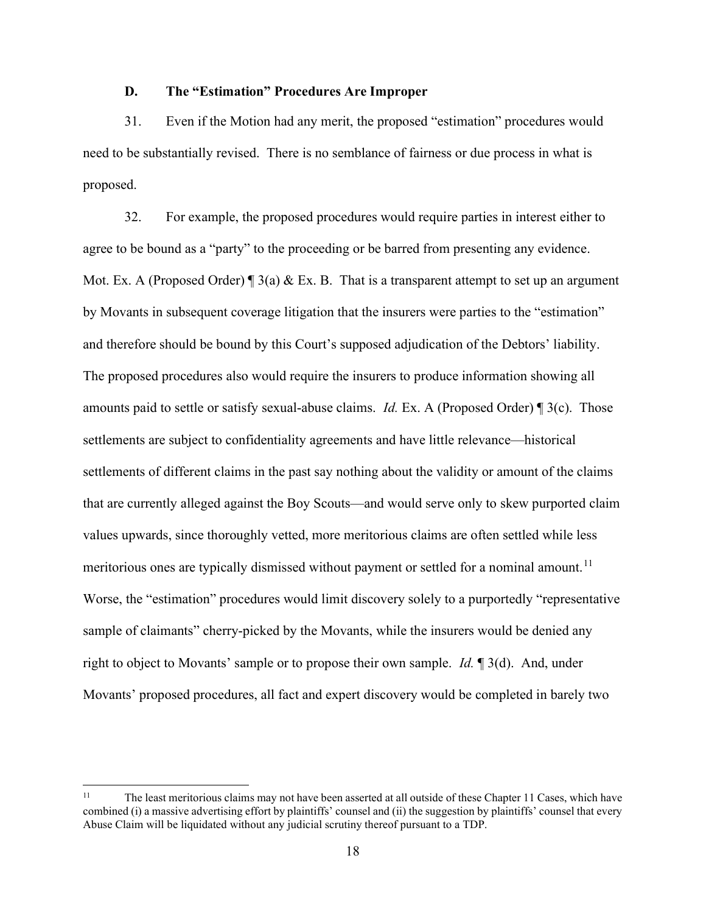### D. The "Estimation" Procedures Are Improper

31. Even if the Motion had any merit, the proposed "estimation" procedures would need to be substantially revised. There is no semblance of fairness or due process in what is proposed.

32. For example, the proposed procedures would require parties in interest either to agree to be bound as a "party" to the proceeding or be barred from presenting any evidence. Mot. Ex. A (Proposed Order) ¶ 3(a) & Ex. B. That is a transparent attempt to set up an argument by Movants in subsequent coverage litigation that the insurers were parties to the "estimation" and therefore should be bound by this Court's supposed adjudication of the Debtors' liability. The proposed procedures also would require the insurers to produce information showing all amounts paid to settle or satisfy sexual-abuse claims. *Id.* Ex. A (Proposed Order) ¶ 3(c). Those settlements are subject to confidentiality agreements and have little relevance—historical settlements of different claims in the past say nothing about the validity or amount of the claims that are currently alleged against the Boy Scouts—and would serve only to skew purported claim values upwards, since thoroughly vetted, more meritorious claims are often settled while less meritorious ones are typically dismissed without payment or settled for a nominal amount.[11] Worse, the "estimation" procedures would limit discovery solely to a purportedly "representative sample of claimants" cherry-picked by the Movants, while the insurers would be denied any right to object to Movants' sample or to propose their own sample. *Id.* ¶ 3(d). And, under Movants' proposed procedures, all fact and expert discovery would be completed in barely two

[11] The least meritorious claims may not have been asserted at all outside of these Chapter 11 Cases, which have combined (i) a massive advertising effort by plaintiffs' counsel and (ii) the suggestion by plaintiffs' counsel that every Abuse Claim will be liquidated without any judicial scrutiny thereof pursuant to a TDP.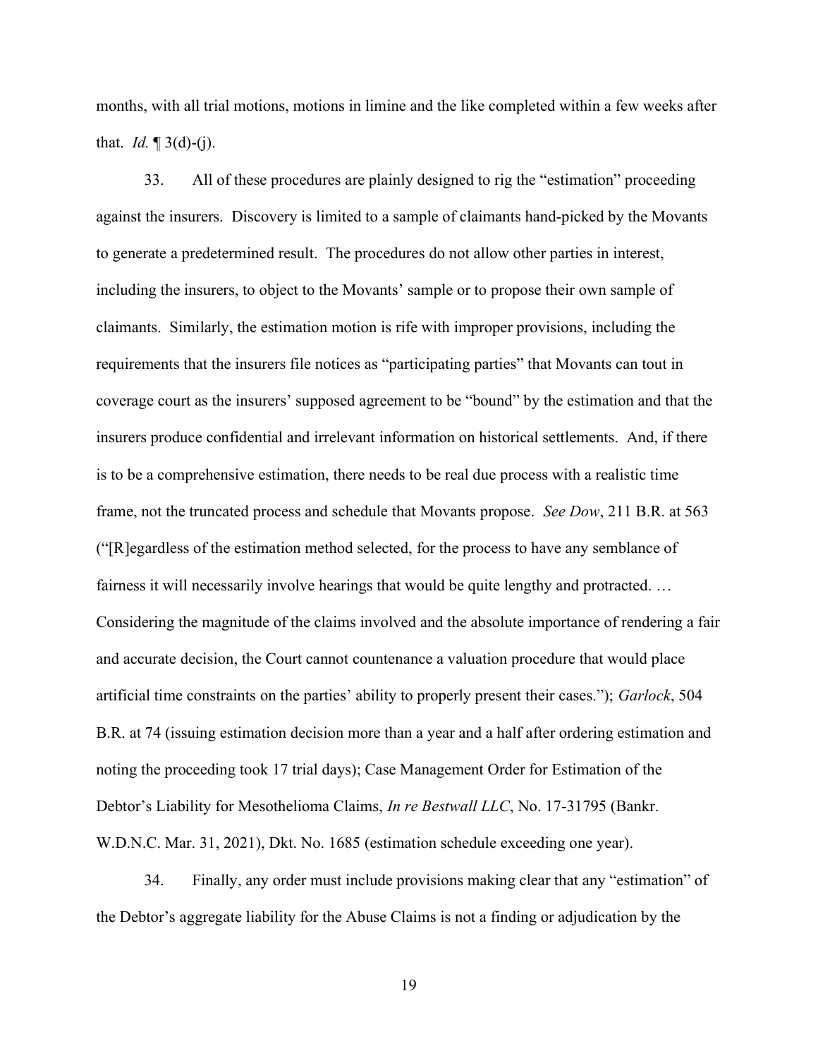months, with all trial motions, motions in limine and the like completed within a few weeks after that. *Id.* ¶ 3(d)-(j).

33. All of these procedures are plainly designed to rig the "estimation" proceeding against the insurers. Discovery is limited to a sample of claimants hand-picked by the Movants to generate a predetermined result. The procedures do not allow other parties in interest, including the insurers, to object to the Movants' sample or to propose their own sample of claimants. Similarly, the estimation motion is rife with improper provisions, including the requirements that the insurers file notices as "participating parties" that Movants can tout in coverage court as the insurers' supposed agreement to be "bound" by the estimation and that the insurers produce confidential and irrelevant information on historical settlements. And, if there is to be a comprehensive estimation, there needs to be real due process with a realistic time frame, not the truncated process and schedule that Movants propose. *See Dow*, 211 B.R. at 563 ("[R]egardless of the estimation method selected, for the process to have any semblance of fairness it will necessarily involve hearings that would be quite lengthy and protracted. … Considering the magnitude of the claims involved and the absolute importance of rendering a fair and accurate decision, the Court cannot countenance a valuation procedure that would place artificial time constraints on the parties' ability to properly present their cases."); *Garlock*, 504 B.R. at 74 (issuing estimation decision more than a year and a half after ordering estimation and noting the proceeding took 17 trial days); Case Management Order for Estimation of the Debtor's Liability for Mesothelioma Claims, *In re Bestwall LLC*, No. 17-31795 (Bankr. W.D.N.C. Mar. 31, 2021), Dkt. No. 1685 (estimation schedule exceeding one year).

34. Finally, any order must include provisions making clear that any "estimation" of the Debtor's aggregate liability for the Abuse Claims is not a finding or adjudication by the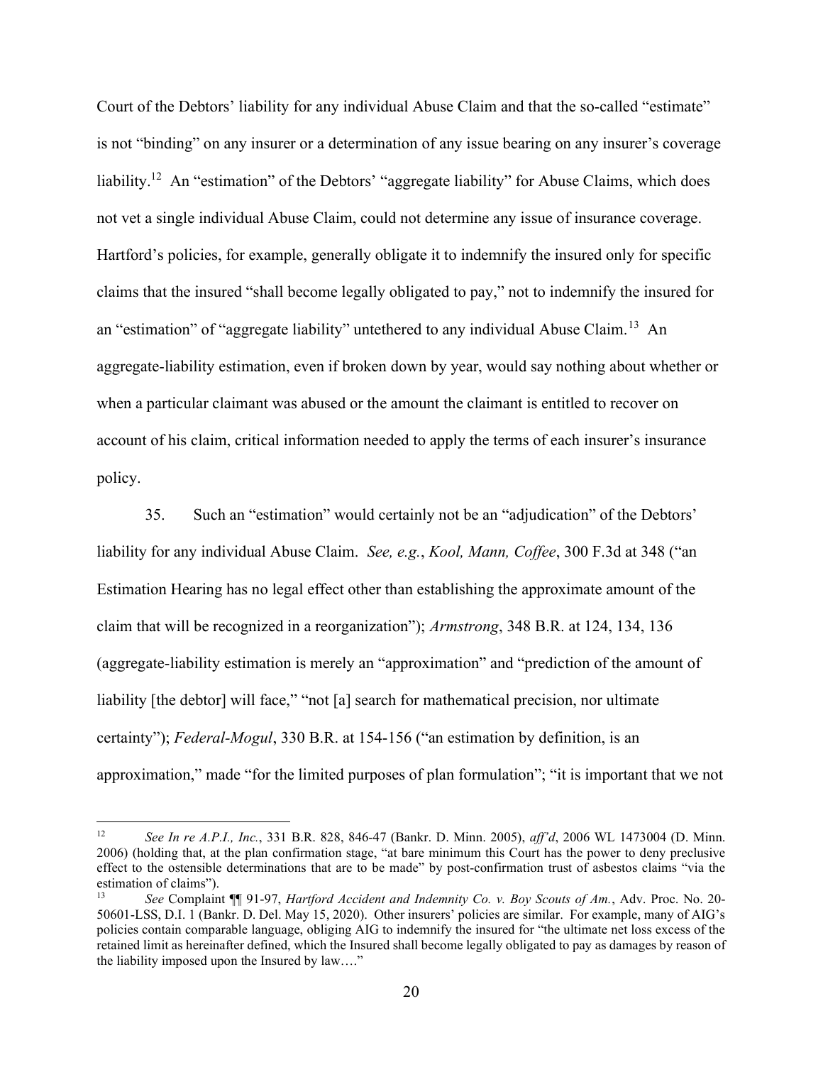Court of the Debtors' liability for any individual Abuse Claim and that the so-called "estimate" is not "binding" on any insurer or a determination of any issue bearing on any insurer's coverage liability.[12] An "estimation" of the Debtors' "aggregate liability" for Abuse Claims, which does not vet a single individual Abuse Claim, could not determine any issue of insurance coverage. Hartford's policies, for example, generally obligate it to indemnify the insured only for specific claims that the insured "shall become legally obligated to pay," not to indemnify the insured for an "estimation" of "aggregate liability" untethered to any individual Abuse Claim.[13] An aggregate-liability estimation, even if broken down by year, would say nothing about whether or when a particular claimant was abused or the amount the claimant is entitled to recover on account of his claim, critical information needed to apply the terms of each insurer's insurance policy.

35. Such an "estimation" would certainly not be an "adjudication" of the Debtors' liability for any individual Abuse Claim. *See, e.g.*, *Kool, Mann, Coffee*, 300 F.3d at 348 ("an Estimation Hearing has no legal effect other than establishing the approximate amount of the claim that will be recognized in a reorganization"); *Armstrong*, 348 B.R. at 124, 134, 136 (aggregate-liability estimation is merely an "approximation" and "prediction of the amount of liability [the debtor] will face," "not [a] search for mathematical precision, nor ultimate certainty"); *Federal-Mogul*, 330 B.R. at 154-156 ("an estimation by definition, is an approximation," made "for the limited purposes of plan formulation"; "it is important that we not

---

[12] *See In re A.P.I., Inc.*, 331 B.R. 828, 846-47 (Bankr. D. Minn. 2005), *aff'd*, 2006 WL 1473004 (D. Minn. 2006) (holding that, at the plan confirmation stage, "at bare minimum this Court has the power to deny preclusive effect to the ostensible determinations that are to be made" by post-confirmation trust of asbestos claims "via the estimation of claims").

[13] *See* Complaint ¶¶ 91-97, *Hartford Accident and Indemnity Co. v. Boy Scouts of Am.*, Adv. Proc. No. 20-50601-LSS, D.I. 1 (Bankr. D. Del. May 15, 2020). Other insurers' policies are similar. For example, many of AIG's policies contain comparable language, obliging AIG to indemnify the insured for "the ultimate net loss excess of the retained limit as hereinafter defined, which the Insured shall become legally obligated to pay as damages by reason of the liability imposed upon the Insured by law…."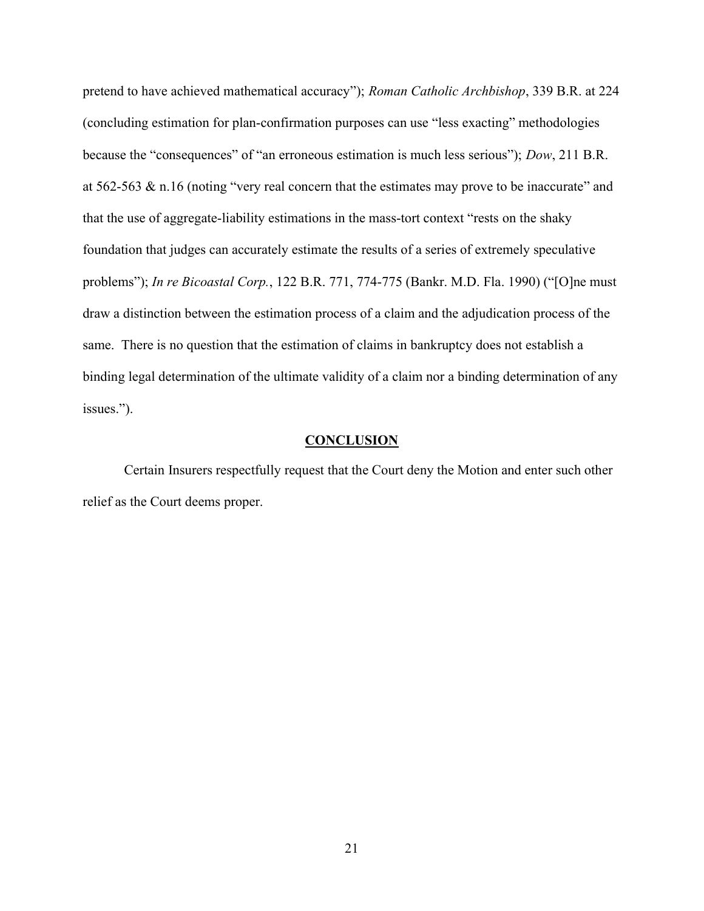pretend to have achieved mathematical accuracy"); *Roman Catholic Archbishop*, 339 B.R. at 224 (concluding estimation for plan-confirmation purposes can use "less exacting" methodologies because the "consequences" of "an erroneous estimation is much less serious"); *Dow*, 211 B.R. at 562-563 & n.16 (noting "very real concern that the estimates may prove to be inaccurate" and that the use of aggregate-liability estimations in the mass-tort context "rests on the shaky foundation that judges can accurately estimate the results of a series of extremely speculative problems"); *In re Bicoastal Corp.*, 122 B.R. 771, 774-775 (Bankr. M.D. Fla. 1990) ("[O]ne must draw a distinction between the estimation process of a claim and the adjudication process of the same. There is no question that the estimation of claims in bankruptcy does not establish a binding legal determination of the ultimate validity of a claim nor a binding determination of any issues.").

## CONCLUSION

Certain Insurers respectfully request that the Court deny the Motion and enter such other relief as the Court deems proper.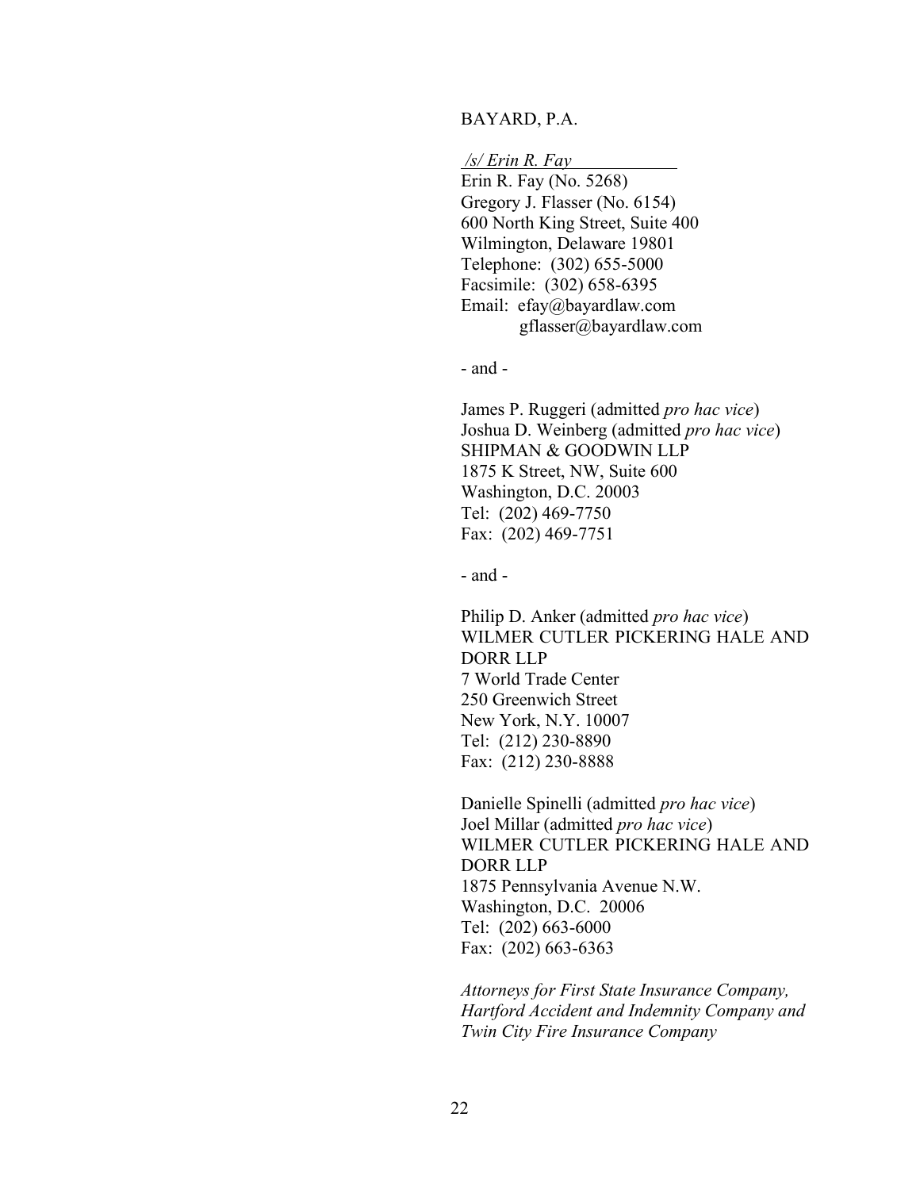BAYARD, P.A.

*/s/ Erin R. Fay*

Erin R. Fay (No. 5268)
Gregory J. Flasser (No. 6154)
600 North King Street, Suite 400
Wilmington, Delaware 19801
Telephone: (302) 655-5000
Facsimile: (302) 658-6395
Email: efay@bayardlaw.com
gflasser@bayardlaw.com

- and -

James P. Ruggeri (admitted *pro hac vice*)
Joshua D. Weinberg (admitted *pro hac vice*)
SHIPMAN & GOODWIN LLP
1875 K Street, NW, Suite 600
Washington, D.C. 20003
Tel: (202) 469-7750
Fax: (202) 469-7751

- and -

Philip D. Anker (admitted *pro hac vice*)
WILMER CUTLER PICKERING HALE AND DORR LLP
7 World Trade Center
250 Greenwich Street
New York, N.Y. 10007
Tel: (212) 230-8890
Fax: (212) 230-8888

Danielle Spinelli (admitted *pro hac vice*)
Joel Millar (admitted *pro hac vice*)
WILMER CUTLER PICKERING HALE AND DORR LLP
1875 Pennsylvania Avenue N.W.
Washington, D.C. 20006
Tel: (202) 663-6000
Fax: (202) 663-6363

*Attorneys for First State Insurance Company, Hartford Accident and Indemnity Company and Twin City Fire Insurance Company*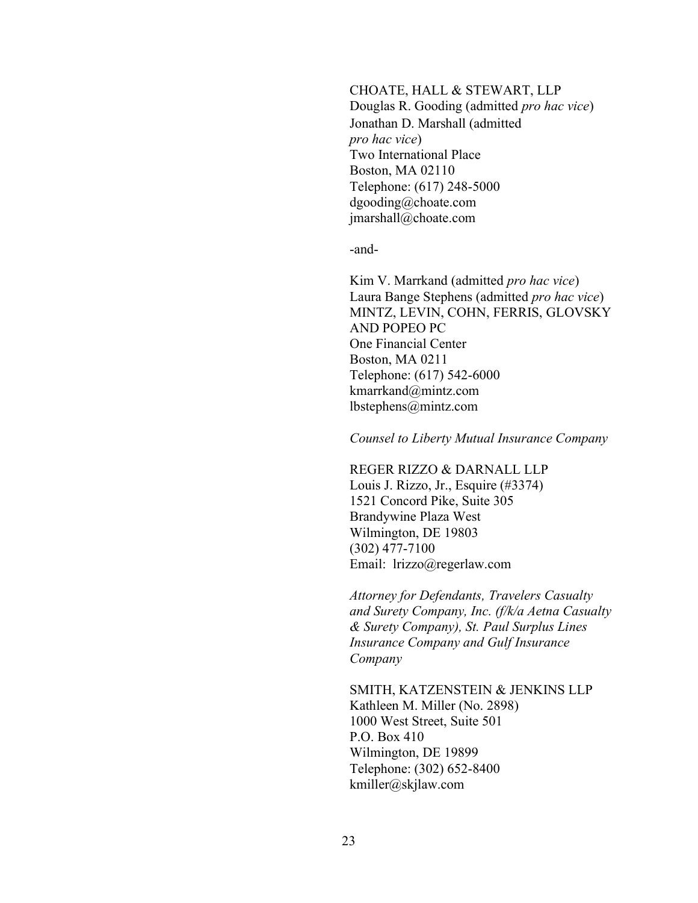CHOATE, HALL & STEWART, LLP
Douglas R. Gooding (admitted *pro hac vice*)
Jonathan D. Marshall (admitted *pro hac vice*)
Two International Place
Boston, MA 02110
Telephone: (617) 248-5000
dgooding@choate.com
jmarshall@choate.com

-and-

Kim V. Marrkand (admitted *pro hac vice*)
Laura Bange Stephens (admitted *pro hac vice*)
MINTZ, LEVIN, COHN, FERRIS, GLOVSKY AND POPEO PC
One Financial Center
Boston, MA 0211
Telephone: (617) 542-6000
kmarrkand@mintz.com
lbstephens@mintz.com

*Counsel to Liberty Mutual Insurance Company*

REGER RIZZO & DARNALL LLP
Louis J. Rizzo, Jr., Esquire (#3374)
1521 Concord Pike, Suite 305
Brandywine Plaza West
Wilmington, DE 19803
(302) 477-7100
Email: lrizzo@regerlaw.com

*Attorney for Defendants, Travelers Casualty and Surety Company, Inc. (f/k/a Aetna Casualty & Surety Company), St. Paul Surplus Lines Insurance Company and Gulf Insurance Company*

SMITH, KATZENSTEIN & JENKINS LLP
Kathleen M. Miller (No. 2898)
1000 West Street, Suite 501
P.O. Box 410
Wilmington, DE 19899
Telephone: (302) 652-8400
kmiller@skjlaw.com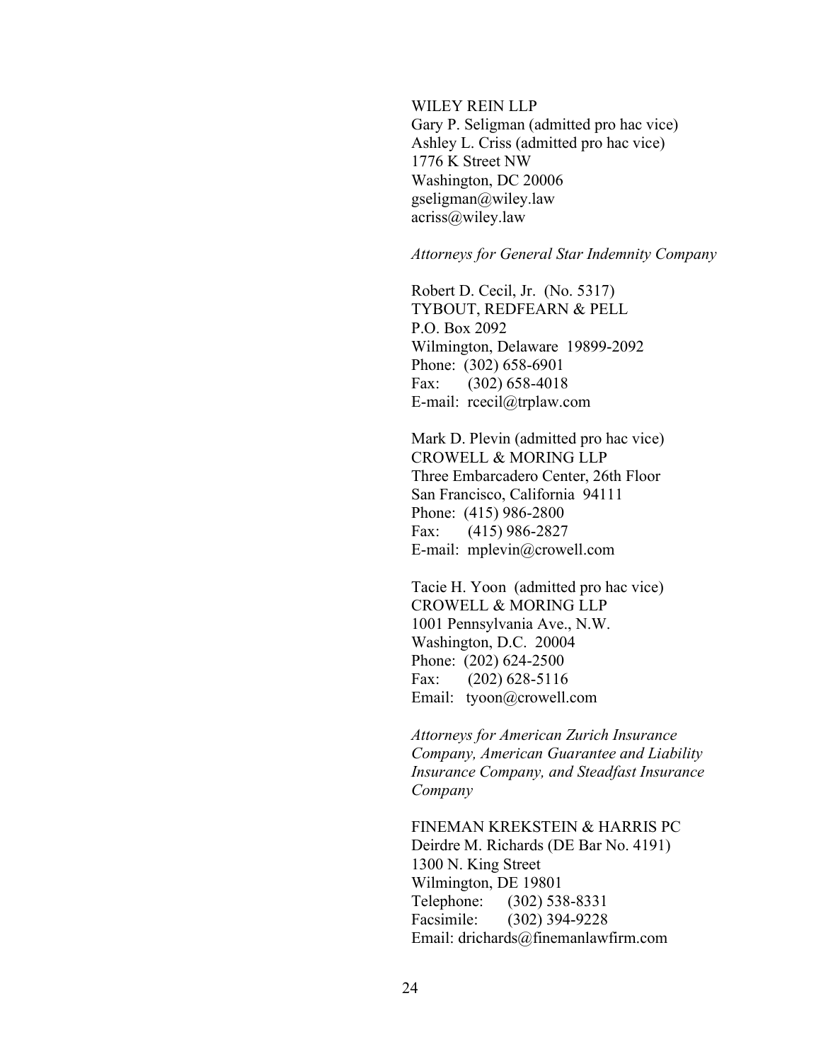WILEY REIN LLP
Gary P. Seligman (admitted pro hac vice)
Ashley L. Criss (admitted pro hac vice)
1776 K Street NW
Washington, DC 20006
gseligman@wiley.law
acriss@wiley.law

*Attorneys for General Star Indemnity Company*

Robert D. Cecil, Jr. (No. 5317)
TYBOUT, REDFEARN & PELL
P.O. Box 2092
Wilmington, Delaware 19899-2092
Phone: (302) 658-6901
Fax: (302) 658-4018
E-mail: rcecil@trplaw.com

Mark D. Plevin (admitted pro hac vice)
CROWELL & MORING LLP
Three Embarcadero Center, 26th Floor
San Francisco, California 94111
Phone: (415) 986-2800
Fax: (415) 986-2827
E-mail: mplevin@crowell.com

Tacie H. Yoon (admitted pro hac vice)
CROWELL & MORING LLP
1001 Pennsylvania Ave., N.W.
Washington, D.C. 20004
Phone: (202) 624-2500
Fax: (202) 628-5116
Email: tyoon@crowell.com

*Attorneys for American Zurich Insurance Company, American Guarantee and Liability Insurance Company, and Steadfast Insurance Company*

FINEMAN KREKSTEIN & HARRIS PC
Deirdre M. Richards (DE Bar No. 4191)
1300 N. King Street
Wilmington, DE 19801
Telephone: (302) 538-8331
Facsimile: (302) 394-9228
Email: drichards@finemanlawfirm.com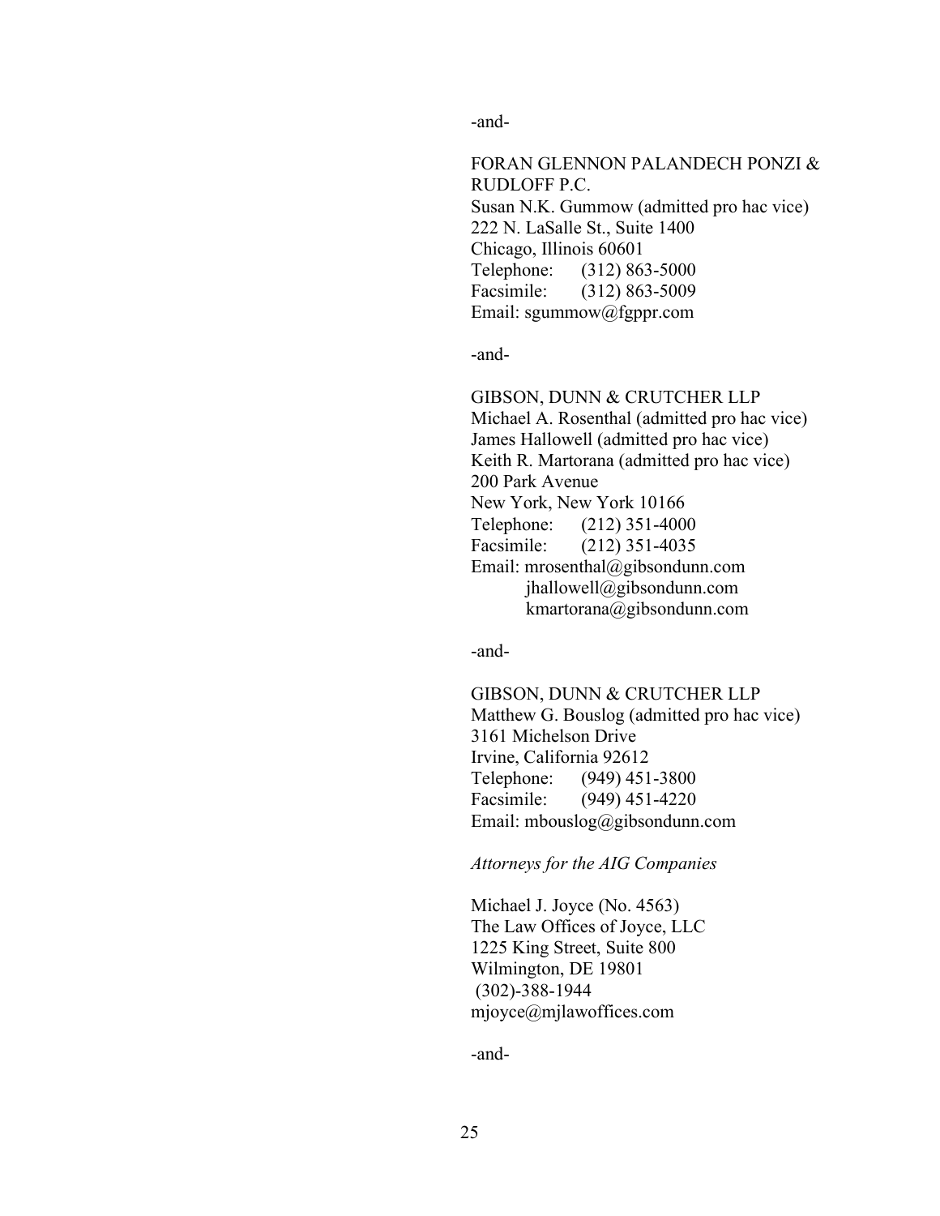-and-

FORAN GLENNON PALANDECH PONZI & RUDLOFF P.C.
Susan N.K. Gummow (admitted pro hac vice)
222 N. LaSalle St., Suite 1400
Chicago, Illinois 60601
Telephone: (312) 863-5000
Facsimile: (312) 863-5009
Email: sgummow@fgppr.com

-and-

GIBSON, DUNN & CRUTCHER LLP
Michael A. Rosenthal (admitted pro hac vice)
James Hallowell (admitted pro hac vice)
Keith R. Martorana (admitted pro hac vice)
200 Park Avenue
New York, New York 10166
Telephone: (212) 351-4000
Facsimile: (212) 351-4035
Email: mrosenthal@gibsondunn.com
jhallowell@gibsondunn.com
kmartorana@gibsondunn.com

-and-

GIBSON, DUNN & CRUTCHER LLP
Matthew G. Bouslog (admitted pro hac vice)
3161 Michelson Drive
Irvine, California 92612
Telephone: (949) 451-3800
Facsimile: (949) 451-4220
Email: mbouslog@gibsondunn.com

*Attorneys for the AIG Companies*

Michael J. Joyce (No. 4563)
The Law Offices of Joyce, LLC
1225 King Street, Suite 800
Wilmington, DE 19801
(302)-388-1944
mjoyce@mjlawoffices.com

-and-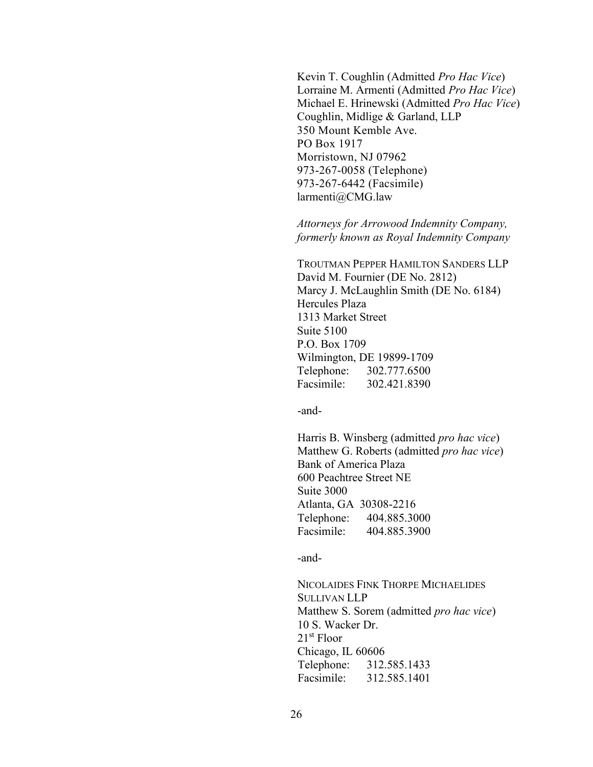Kevin T. Coughlin (Admitted *Pro Hac Vice*)
Lorraine M. Armenti (Admitted *Pro Hac Vice*)
Michael E. Hrinewski (Admitted *Pro Hac Vice*)
Coughlin, Midlige & Garland, LLP
350 Mount Kemble Ave.
PO Box 1917
Morristown, NJ 07962
973-267-0058 (Telephone)
973-267-6442 (Facsimile)
larmenti@CMG.law

*Attorneys for Arrowood Indemnity Company, formerly known as Royal Indemnity Company*

TROUTMAN PEPPER HAMILTON SANDERS LLP
David M. Fournier (DE No. 2812)
Marcy J. McLaughlin Smith (DE No. 6184)
Hercules Plaza
1313 Market Street
Suite 5100
P.O. Box 1709
Wilmington, DE 19899-1709
Telephone: 302.777.6500
Facsimile: 302.421.8390

-and-

Harris B. Winsberg (admitted *pro hac vice*)
Matthew G. Roberts (admitted *pro hac vice*)
Bank of America Plaza
600 Peachtree Street NE
Suite 3000
Atlanta, GA 30308-2216
Telephone: 404.885.3000
Facsimile: 404.885.3900

-and-

NICOLAIDES FINK THORPE MICHAELIDES SULLIVAN LLP
Matthew S. Sorem (admitted *pro hac vice*)
10 S. Wacker Dr.
21st Floor
Chicago, IL 60606
Telephone: 312.585.1433
Facsimile: 312.585.1401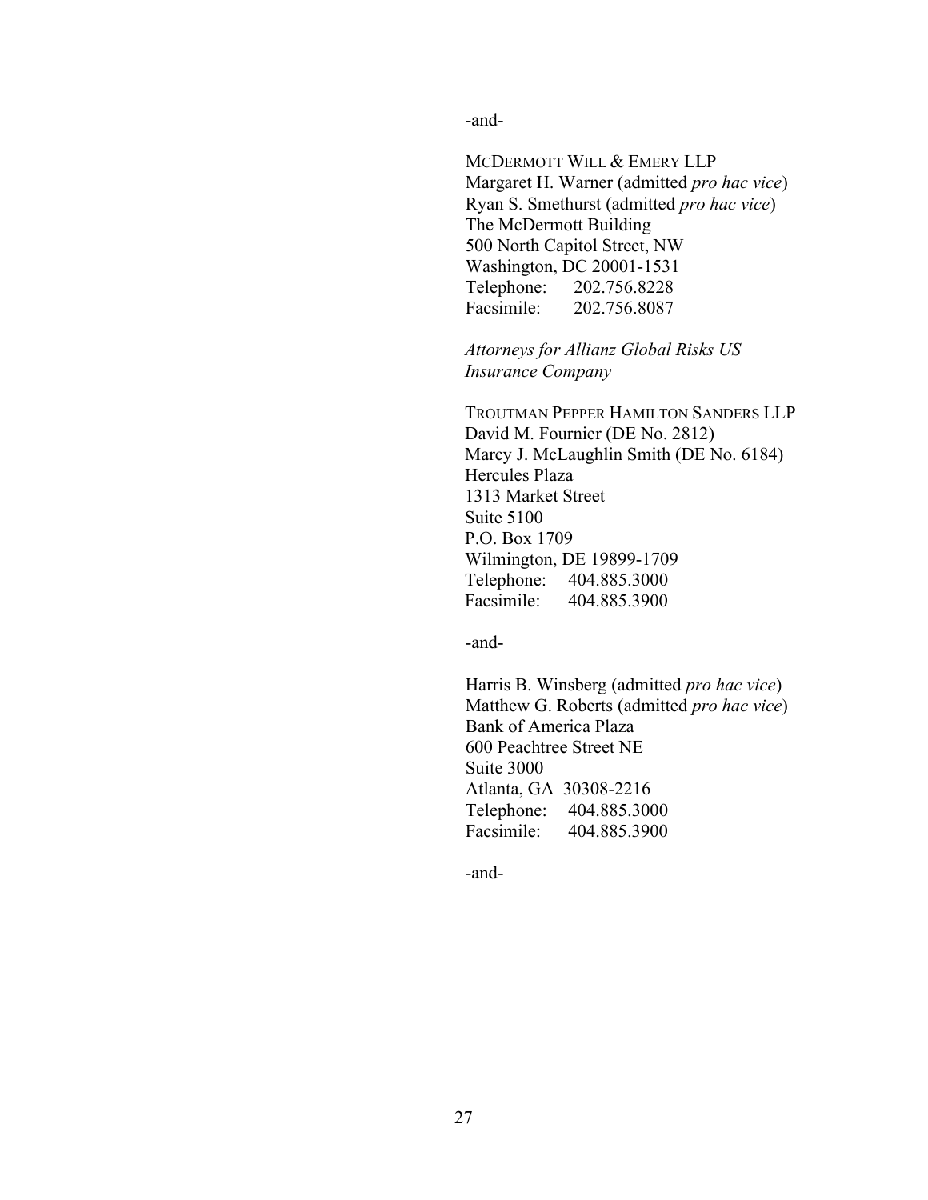-and-

MCDERMOTT WILL & EMERY LLP
Margaret H. Warner (admitted *pro hac vice*)
Ryan S. Smethurst (admitted *pro hac vice*)
The McDermott Building
500 North Capitol Street, NW
Washington, DC 20001-1531
Telephone: 202.756.8228
Facsimile: 202.756.8087

*Attorneys for Allianz Global Risks US Insurance Company*

TROUTMAN PEPPER HAMILTON SANDERS LLP
David M. Fournier (DE No. 2812)
Marcy J. McLaughlin Smith (DE No. 6184)
Hercules Plaza
1313 Market Street
Suite 5100
P.O. Box 1709
Wilmington, DE 19899-1709
Telephone: 404.885.3000
Facsimile: 404.885.3900

-and-

Harris B. Winsberg (admitted *pro hac vice*)
Matthew G. Roberts (admitted *pro hac vice*)
Bank of America Plaza
600 Peachtree Street NE
Suite 3000
Atlanta, GA 30308-2216
Telephone: 404.885.3000
Facsimile: 404.885.3900

-and-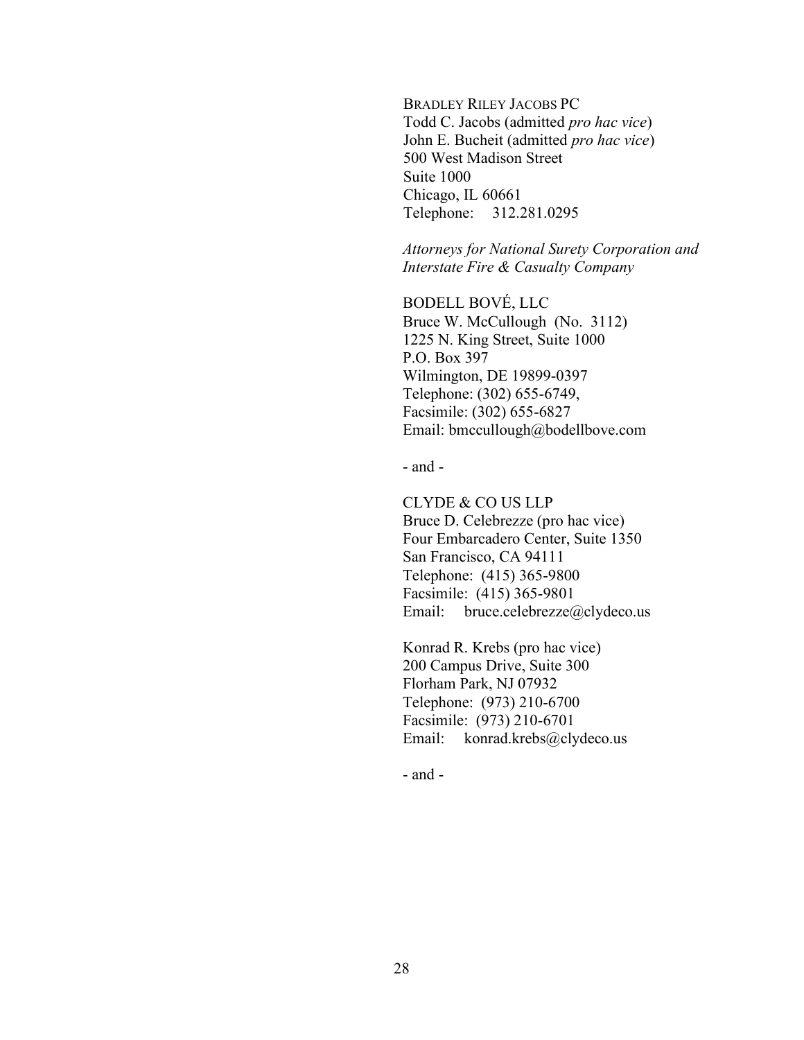BRADLEY RILEY JACOBS PC
Todd C. Jacobs (admitted *pro hac vice*)
John E. Bucheit (admitted *pro hac vice*)
500 West Madison Street
Suite 1000
Chicago, IL 60661
Telephone: 312.281.0295

*Attorneys for National Surety Corporation and Interstate Fire & Casualty Company*

BODELL BOVÉ, LLC
Bruce W. McCullough (No. 3112)
1225 N. King Street, Suite 1000
P.O. Box 397
Wilmington, DE 19899-0397
Telephone: (302) 655-6749,
Facsimile: (302) 655-6827
Email: bmccullough@bodellbove.com

- and -

CLYDE & CO US LLP
Bruce D. Celebrezze (pro hac vice)
Four Embarcadero Center, Suite 1350
San Francisco, CA 94111
Telephone: (415) 365-9800
Facsimile: (415) 365-9801
Email: bruce.celebrezze@clydeco.us

Konrad R. Krebs (pro hac vice)
200 Campus Drive, Suite 300
Florham Park, NJ 07932
Telephone: (973) 210-6700
Facsimile: (973) 210-6701
Email: konrad.krebs@clydeco.us

- and -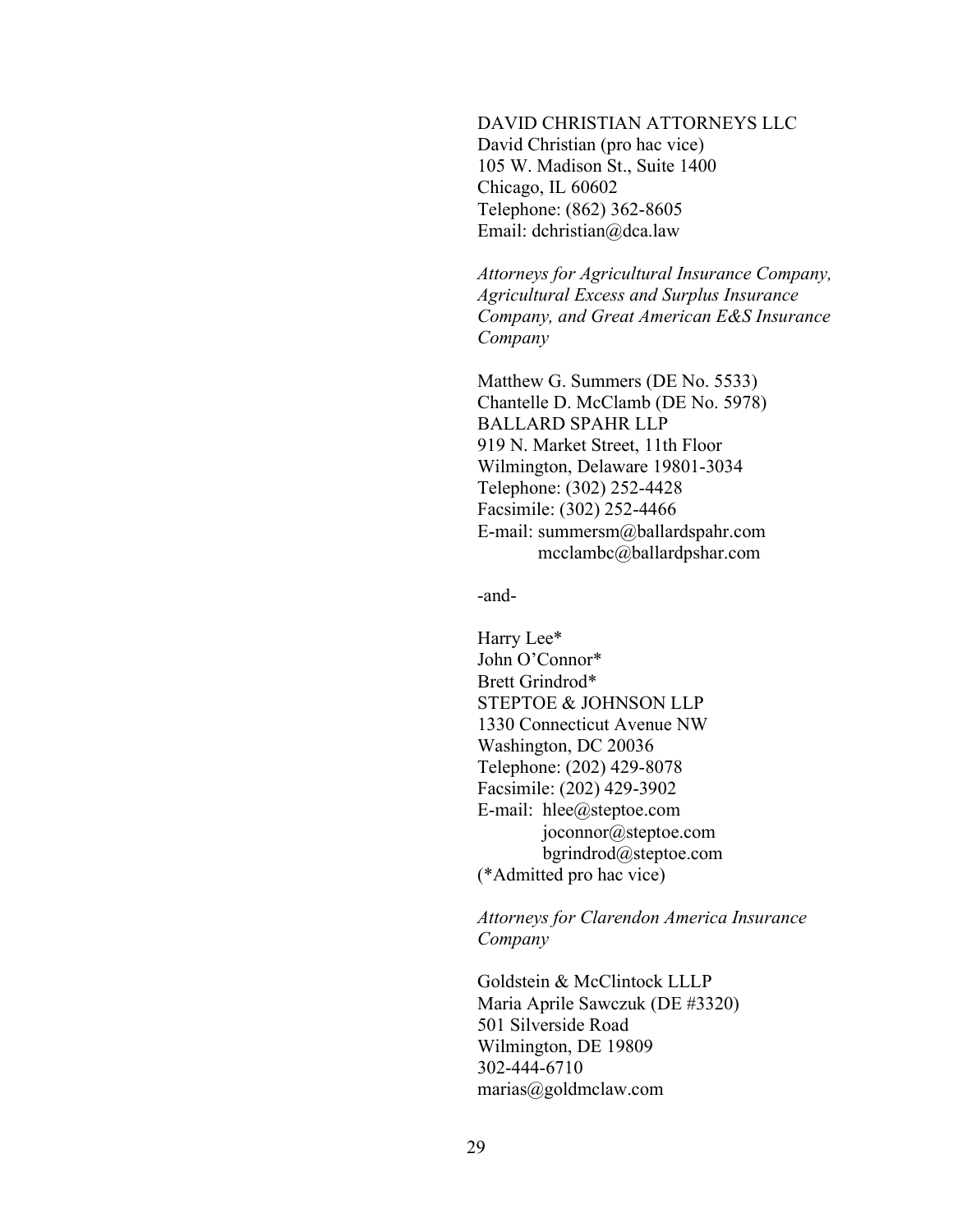DAVID CHRISTIAN ATTORNEYS LLC
David Christian (pro hac vice)
105 W. Madison St., Suite 1400
Chicago, IL 60602
Telephone: (862) 362-8605
Email: dchristian@dca.law

*Attorneys for Agricultural Insurance Company, Agricultural Excess and Surplus Insurance Company, and Great American E&S Insurance Company*

Matthew G. Summers (DE No. 5533)
Chantelle D. McClamb (DE No. 5978)
BALLARD SPAHR LLP
919 N. Market Street, 11th Floor
Wilmington, Delaware 19801-3034
Telephone: (302) 252-4428
Facsimile: (302) 252-4466
E-mail: summersm@ballardspahr.com
mcclambc@ballardpshar.com

-and-

Harry Lee*
John O'Connor*
Brett Grindrod*
STEPTOE & JOHNSON LLP
1330 Connecticut Avenue NW
Washington, DC 20036
Telephone: (202) 429-8078
Facsimile: (202) 429-3902
E-mail: hlee@steptoe.com
joconnor@steptoe.com
bgrindrod@steptoe.com
(*Admitted pro hac vice)

*Attorneys for Clarendon America Insurance Company*

Goldstein & McClintock LLLP
Maria Aprile Sawczuk (DE #3320)
501 Silverside Road
Wilmington, DE 19809
302-444-6710
marias@goldmclaw.com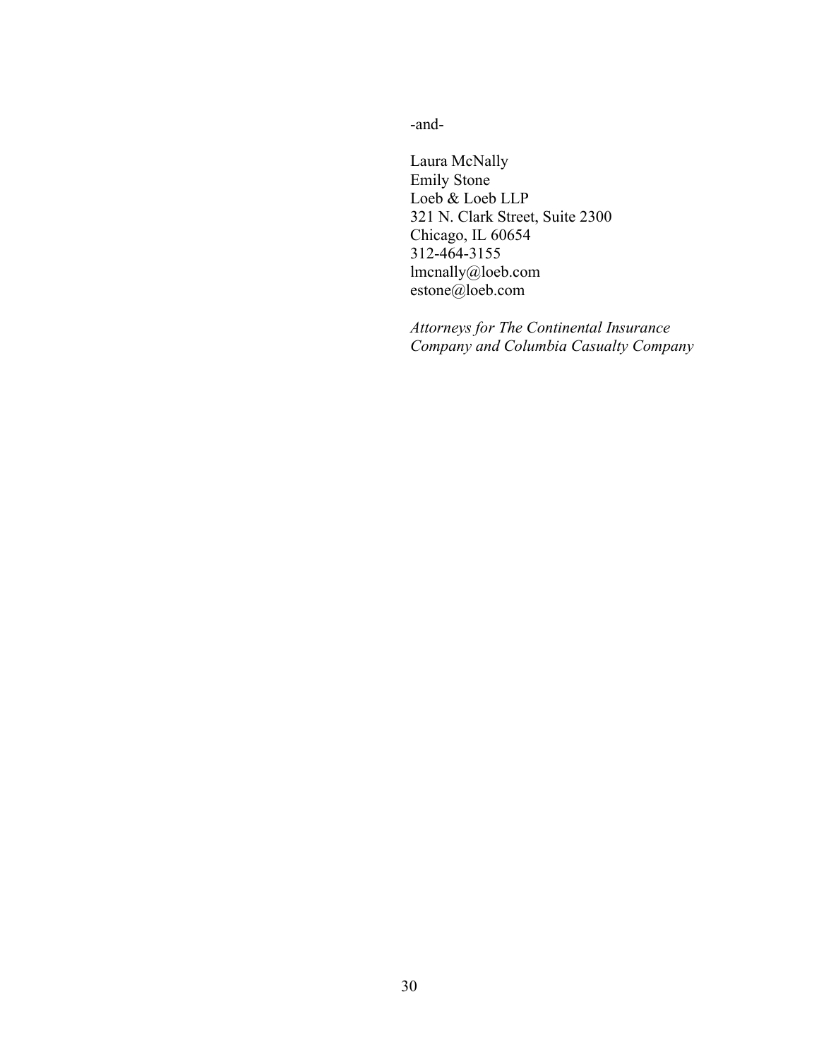-and-

Laura McNally  
Emily Stone  
Loeb & Loeb LLP  
321 N. Clark Street, Suite 2300  
Chicago, IL 60654  
312-464-3155  
lmcnally@loeb.com  
estone@loeb.com

*Attorneys for The Continental Insurance Company and Columbia Casualty Company*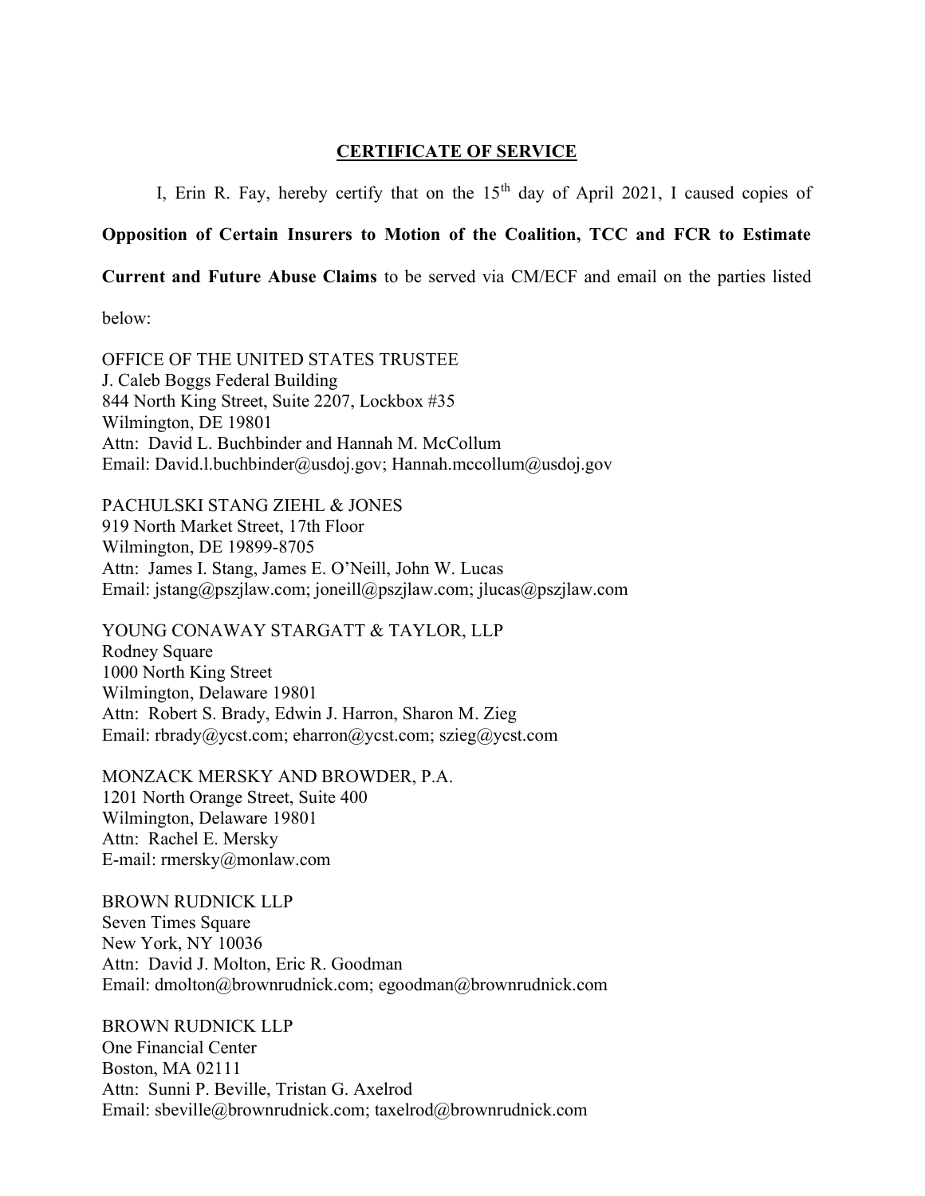## CERTIFICATE OF SERVICE

I, Erin R. Fay, hereby certify that on the 15th day of April 2021, I caused copies of **Opposition of Certain Insurers to Motion of the Coalition, TCC and FCR to Estimate Current and Future Abuse Claims** to be served via CM/ECF and email on the parties listed below:

OFFICE OF THE UNITED STATES TRUSTEE
J. Caleb Boggs Federal Building
844 North King Street, Suite 2207, Lockbox #35
Wilmington, DE 19801
Attn: David L. Buchbinder and Hannah M. McCollum
Email: David.l.buchbinder@usdoj.gov; Hannah.mccollum@usdoj.gov

PACHULSKI STANG ZIEHL & JONES
919 North Market Street, 17th Floor
Wilmington, DE 19899-8705
Attn: James I. Stang, James E. O'Neill, John W. Lucas
Email: jstang@pszjlaw.com; joneill@pszjlaw.com; jlucas@pszjlaw.com

YOUNG CONAWAY STARGATT & TAYLOR, LLP
Rodney Square
1000 North King Street
Wilmington, Delaware 19801
Attn: Robert S. Brady, Edwin J. Harron, Sharon M. Zieg
Email: rbrady@ycst.com; eharron@ycst.com; szieg@ycst.com

MONZACK MERSKY AND BROWDER, P.A.
1201 North Orange Street, Suite 400
Wilmington, Delaware 19801
Attn: Rachel E. Mersky
E-mail: rmersky@monlaw.com

BROWN RUDNICK LLP
Seven Times Square
New York, NY 10036
Attn: David J. Molton, Eric R. Goodman
Email: dmolton@brownrudnick.com; egoodman@brownrudnick.com

BROWN RUDNICK LLP
One Financial Center
Boston, MA 02111
Attn: Sunni P. Beville, Tristan G. Axelrod
Email: sbeville@brownrudnick.com; taxelrod@brownrudnick.com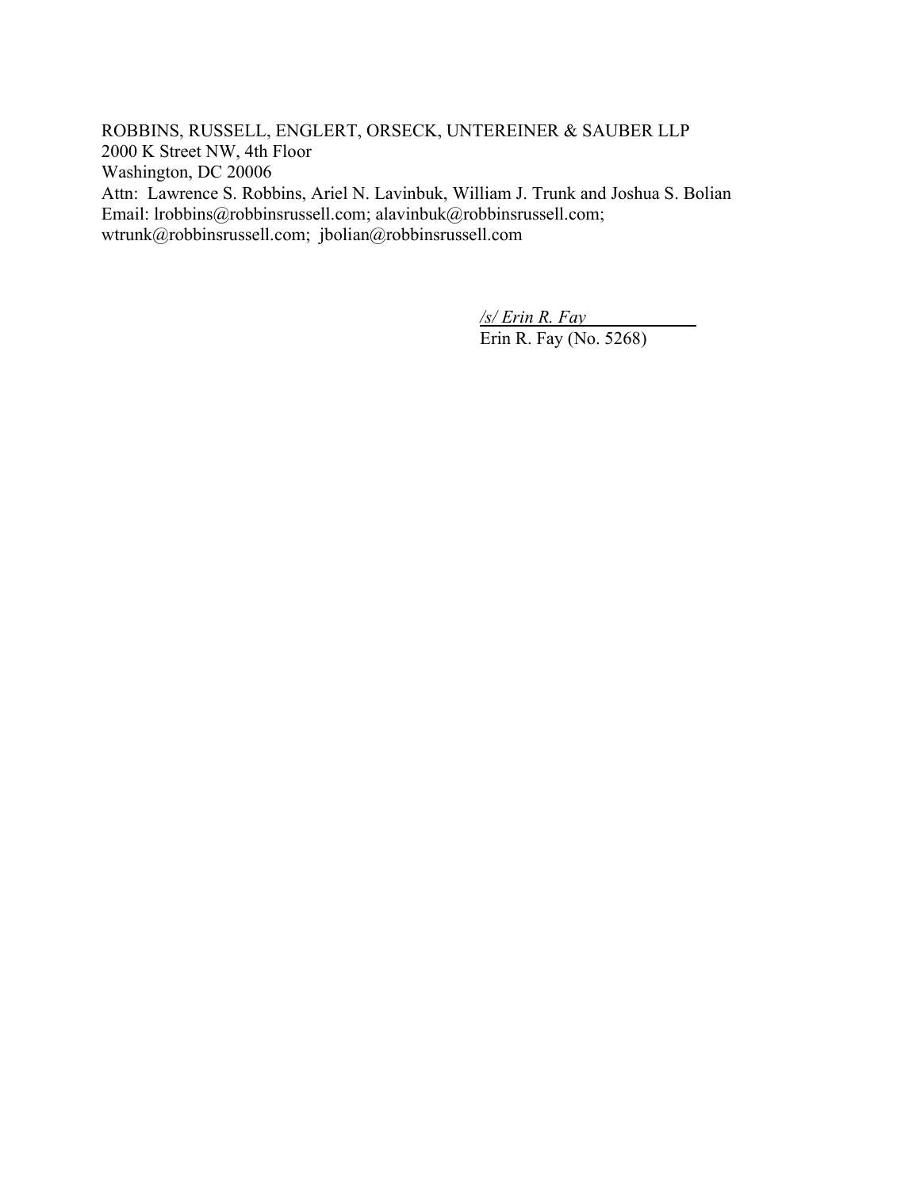ROBBINS, RUSSELL, ENGLERT, ORSECK, UNTEREINER & SAUBER LLP
2000 K Street NW, 4th Floor
Washington, DC 20006
Attn: Lawrence S. Robbins, Ariel N. Lavinbuk, William J. Trunk and Joshua S. Bolian
Email: lrobbins@robbinsrussell.com; alavinbuk@robbinsrussell.com; wtrunk@robbinsrussell.com; jbolian@robbinsrussell.com

/s/ Erin R. Fay
Erin R. Fay (No. 5268)